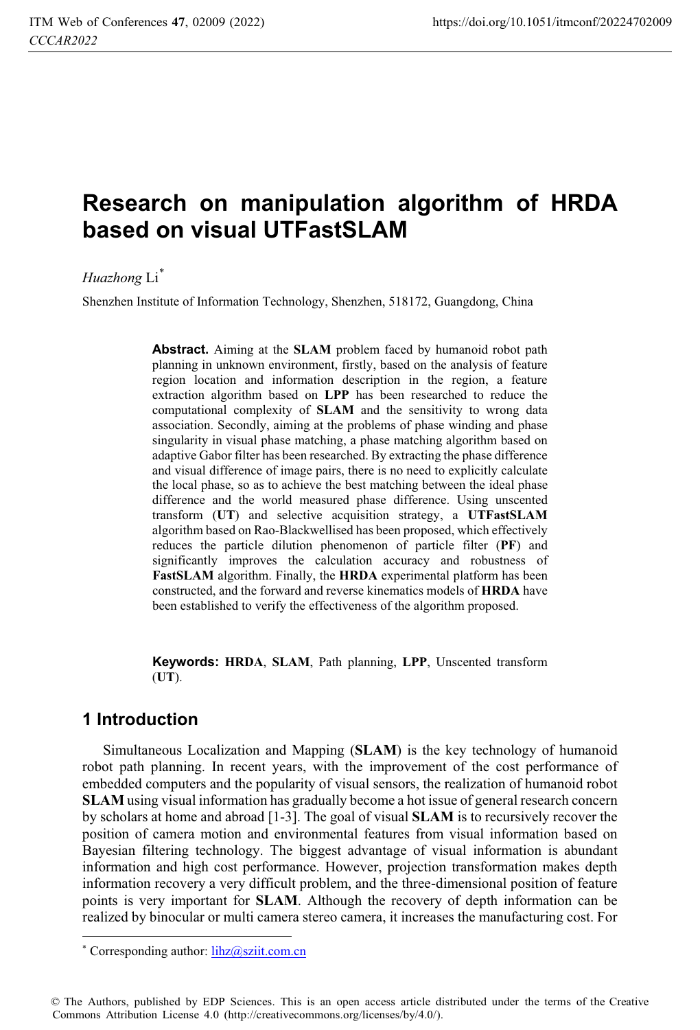# Research on manipulation algorithm of HRDA based on visual UTFastSLAM

*Huazhong* Li[*]

Shenzhen Institute of Information Technology, Shenzhen, 518172, Guangdong, China

**Abstract.** Aiming at the **SLAM** problem faced by humanoid robot path planning in unknown environment, firstly, based on the analysis of feature region location and information description in the region, a feature extraction algorithm based on **LPP** has been researched to reduce the computational complexity of **SLAM** and the sensitivity to wrong data association. Secondly, aiming at the problems of phase winding and phase singularity in visual phase matching, a phase matching algorithm based on adaptive Gabor filter has been researched. By extracting the phase difference and visual difference of image pairs, there is no need to explicitly calculate the local phase, so as to achieve the best matching between the ideal phase difference and the world measured phase difference. Using unscented transform (**UT**) and selective acquisition strategy, a **UTFastSLAM** algorithm based on Rao-Blackwellised has been proposed, which effectively reduces the particle dilution phenomenon of particle filter (**PF**) and significantly improves the calculation accuracy and robustness of **FastSLAM** algorithm. Finally, the **HRDA** experimental platform has been constructed, and the forward and reverse kinematics models of **HRDA** have been established to verify the effectiveness of the algorithm proposed.

**Keywords:** **HRDA**, **SLAM**, Path planning, **LPP**, Unscented transform (**UT**).

## 1 Introduction

Simultaneous Localization and Mapping (**SLAM**) is the key technology of humanoid robot path planning. In recent years, with the improvement of the cost performance of embedded computers and the popularity of visual sensors, the realization of humanoid robot **SLAM** using visual information has gradually become a hot issue of general research concern by scholars at home and abroad [1-3]. The goal of visual **SLAM** is to recursively recover the position of camera motion and environmental features from visual information based on Bayesian filtering technology. The biggest advantage of visual information is abundant information and high cost performance. However, projection transformation makes depth information recovery a very difficult problem, and the three-dimensional position of feature points is very important for **SLAM**. Although the recovery of depth information can be realized by binocular or multi camera stereo camera, it increases the manufacturing cost. For

[*] Corresponding author: lihz@sziit.com.cn

© The Authors, published by EDP Sciences. This is an open access article distributed under the terms of the Creative Commons Attribution License 4.0 (http://creativecommons.org/licenses/by/4.0/).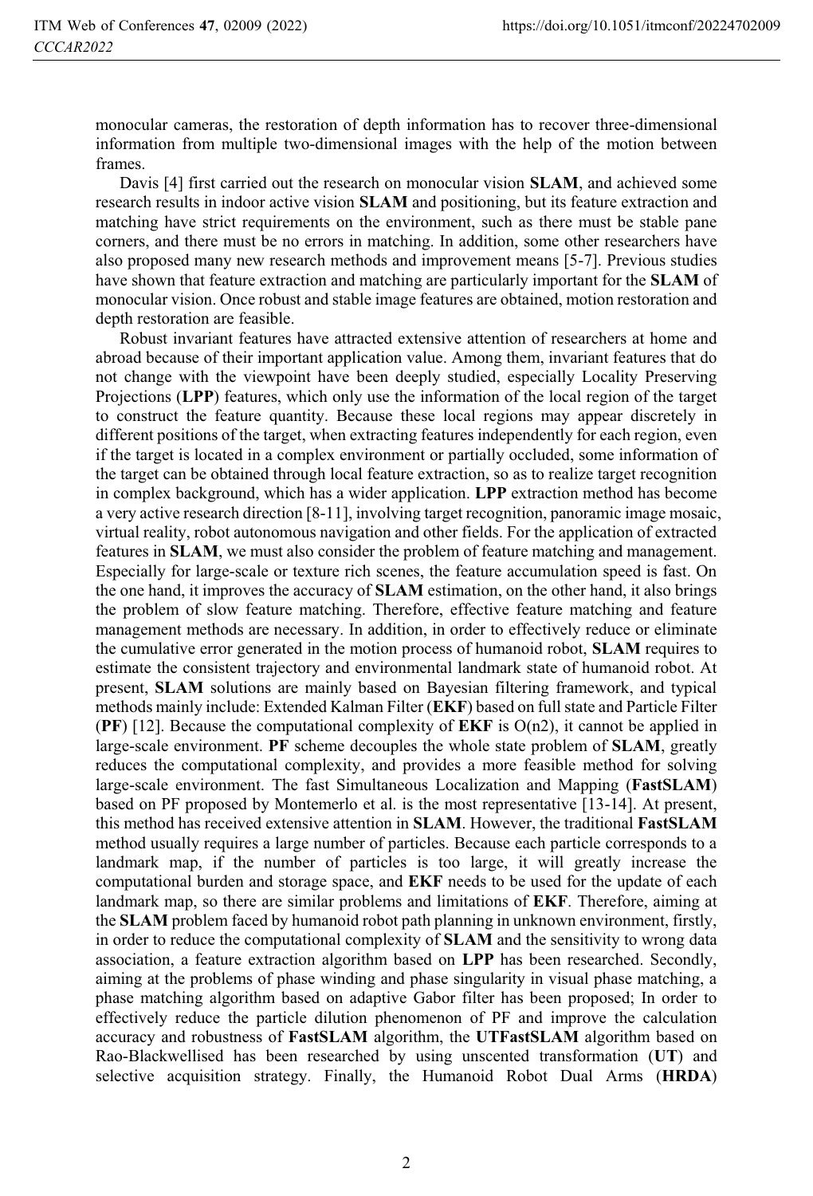monocular cameras, the restoration of depth information has to recover three-dimensional information from multiple two-dimensional images with the help of the motion between frames.

Davis [4] first carried out the research on monocular vision **SLAM**, and achieved some research results in indoor active vision **SLAM** and positioning, but its feature extraction and matching have strict requirements on the environment, such as there must be stable pane corners, and there must be no errors in matching. In addition, some other researchers have also proposed many new research methods and improvement means [5-7]. Previous studies have shown that feature extraction and matching are particularly important for the **SLAM** of monocular vision. Once robust and stable image features are obtained, motion restoration and depth restoration are feasible.

Robust invariant features have attracted extensive attention of researchers at home and abroad because of their important application value. Among them, invariant features that do not change with the viewpoint have been deeply studied, especially Locality Preserving Projections (**LPP**) features, which only use the information of the local region of the target to construct the feature quantity. Because these local regions may appear discretely in different positions of the target, when extracting features independently for each region, even if the target is located in a complex environment or partially occluded, some information of the target can be obtained through local feature extraction, so as to realize target recognition in complex background, which has a wider application. **LPP** extraction method has become a very active research direction [8-11], involving target recognition, panoramic image mosaic, virtual reality, robot autonomous navigation and other fields. For the application of extracted features in **SLAM**, we must also consider the problem of feature matching and management. Especially for large-scale or texture rich scenes, the feature accumulation speed is fast. On the one hand, it improves the accuracy of **SLAM** estimation, on the other hand, it also brings the problem of slow feature matching. Therefore, effective feature matching and feature management methods are necessary. In addition, in order to effectively reduce or eliminate the cumulative error generated in the motion process of humanoid robot, **SLAM** requires to estimate the consistent trajectory and environmental landmark state of humanoid robot. At present, **SLAM** solutions are mainly based on Bayesian filtering framework, and typical methods mainly include: Extended Kalman Filter (**EKF**) based on full state and Particle Filter (**PF**) [12]. Because the computational complexity of **EKF** is O(n2), it cannot be applied in large-scale environment. **PF** scheme decouples the whole state problem of **SLAM**, greatly reduces the computational complexity, and provides a more feasible method for solving large-scale environment. The fast Simultaneous Localization and Mapping (**FastSLAM**) based on PF proposed by Montemerlo et al. is the most representative [13-14]. At present, this method has received extensive attention in **SLAM**. However, the traditional **FastSLAM** method usually requires a large number of particles. Because each particle corresponds to a landmark map, if the number of particles is too large, it will greatly increase the computational burden and storage space, and **EKF** needs to be used for the update of each landmark map, so there are similar problems and limitations of **EKF**. Therefore, aiming at the **SLAM** problem faced by humanoid robot path planning in unknown environment, firstly, in order to reduce the computational complexity of **SLAM** and the sensitivity to wrong data association, a feature extraction algorithm based on **LPP** has been researched. Secondly, aiming at the problems of phase winding and phase singularity in visual phase matching, a phase matching algorithm based on adaptive Gabor filter has been proposed; In order to effectively reduce the particle dilution phenomenon of PF and improve the calculation accuracy and robustness of **FastSLAM** algorithm, the **UTFastSLAM** algorithm based on Rao-Blackwellised has been researched by using unscented transformation (**UT**) and selective acquisition strategy. Finally, the Humanoid Robot Dual Arms (**HRDA**)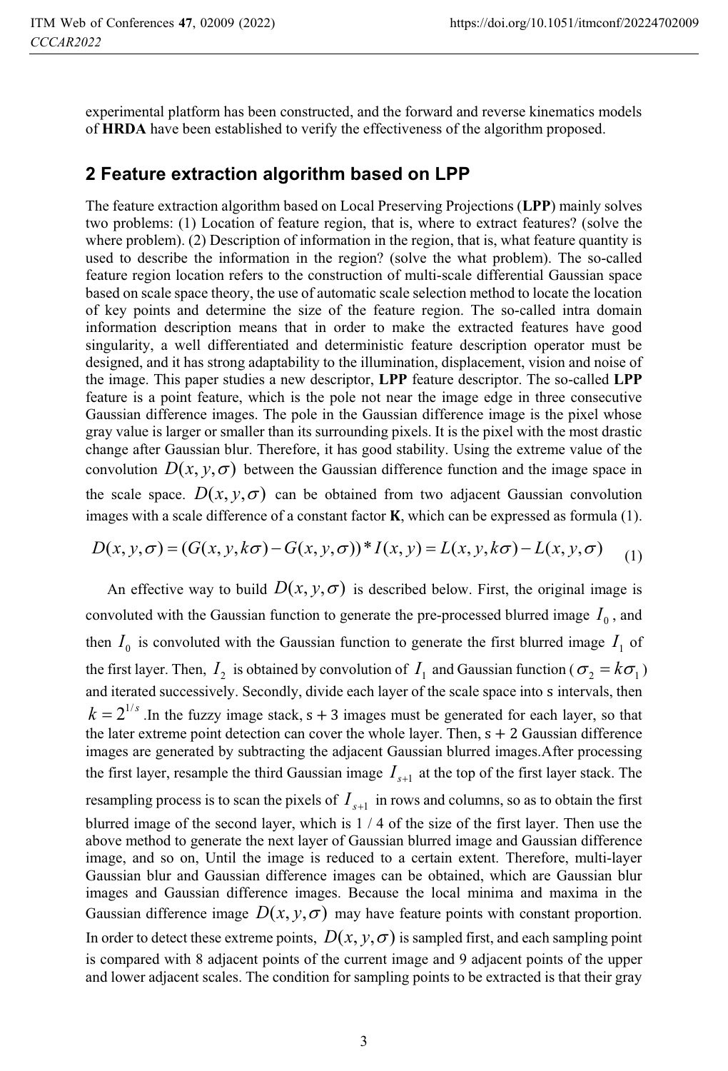experimental platform has been constructed, and the forward and reverse kinematics models of **HRDA** have been established to verify the effectiveness of the algorithm proposed.

## 2 Feature extraction algorithm based on LPP

The feature extraction algorithm based on Local Preserving Projections (**LPP**) mainly solves two problems: (1) Location of feature region, that is, where to extract features? (solve the where problem). (2) Description of information in the region, that is, what feature quantity is used to describe the information in the region? (solve the what problem). The so-called feature region location refers to the construction of multi-scale differential Gaussian space based on scale space theory, the use of automatic scale selection method to locate the location of key points and determine the size of the feature region. The so-called intra domain information description means that in order to make the extracted features have good singularity, a well differentiated and deterministic feature description operator must be designed, and it has strong adaptability to the illumination, displacement, vision and noise of the image. This paper studies a new descriptor, **LPP** feature descriptor. The so-called **LPP** feature is a point feature, which is the pole not near the image edge in three consecutive Gaussian difference images. The pole in the Gaussian difference image is the pixel whose gray value is larger or smaller than its surrounding pixels. It is the pixel with the most drastic change after Gaussian blur. Therefore, it has good stability. Using the extreme value of the convolution $D(x,y,\sigma)$ between the Gaussian difference function and the image space in the scale space. $D(x,y,\sigma)$ can be obtained from two adjacent Gaussian convolution images with a scale difference of a constant factor **K**, which can be expressed as formula (1).

$$D(x,y,\sigma) = (G(x,y,k\sigma) - G(x,y,\sigma)) * I(x,y) = L(x,y,k\sigma) - L(x,y,\sigma) \tag{1}$$

An effective way to build $D(x,y,\sigma)$ is described below. First, the original image is convoluted with the Gaussian function to generate the pre-processed blurred image $I_0$, and then $I_0$ is convoluted with the Gaussian function to generate the first blurred image $I_1$ of the first layer. Then, $I_2$ is obtained by convolution of $I_1$ and Gaussian function ($\sigma_2 = k\sigma_1$) and iterated successively. Secondly, divide each layer of the scale space into s intervals, then $k = 2^{1/s}$.In the fuzzy image stack, s + 3 images must be generated for each layer, so that the later extreme point detection can cover the whole layer. Then, s + 2 Gaussian difference images are generated by subtracting the adjacent Gaussian blurred images.After processing the first layer, resample the third Gaussian image $I_{s+1}$ at the top of the first layer stack. The resampling process is to scan the pixels of $I_{s+1}$ in rows and columns, so as to obtain the first blurred image of the second layer, which is 1 / 4 of the size of the first layer. Then use the above method to generate the next layer of Gaussian blurred image and Gaussian difference image, and so on, Until the image is reduced to a certain extent. Therefore, multi-layer Gaussian blur and Gaussian difference images can be obtained, which are Gaussian blur images and Gaussian difference images. Because the local minima and maxima in the Gaussian difference image $D(x,y,\sigma)$ may have feature points with constant proportion. In order to detect these extreme points, $D(x,y,\sigma)$ is sampled first, and each sampling point is compared with 8 adjacent points of the current image and 9 adjacent points of the upper and lower adjacent scales. The condition for sampling points to be extracted is that their gray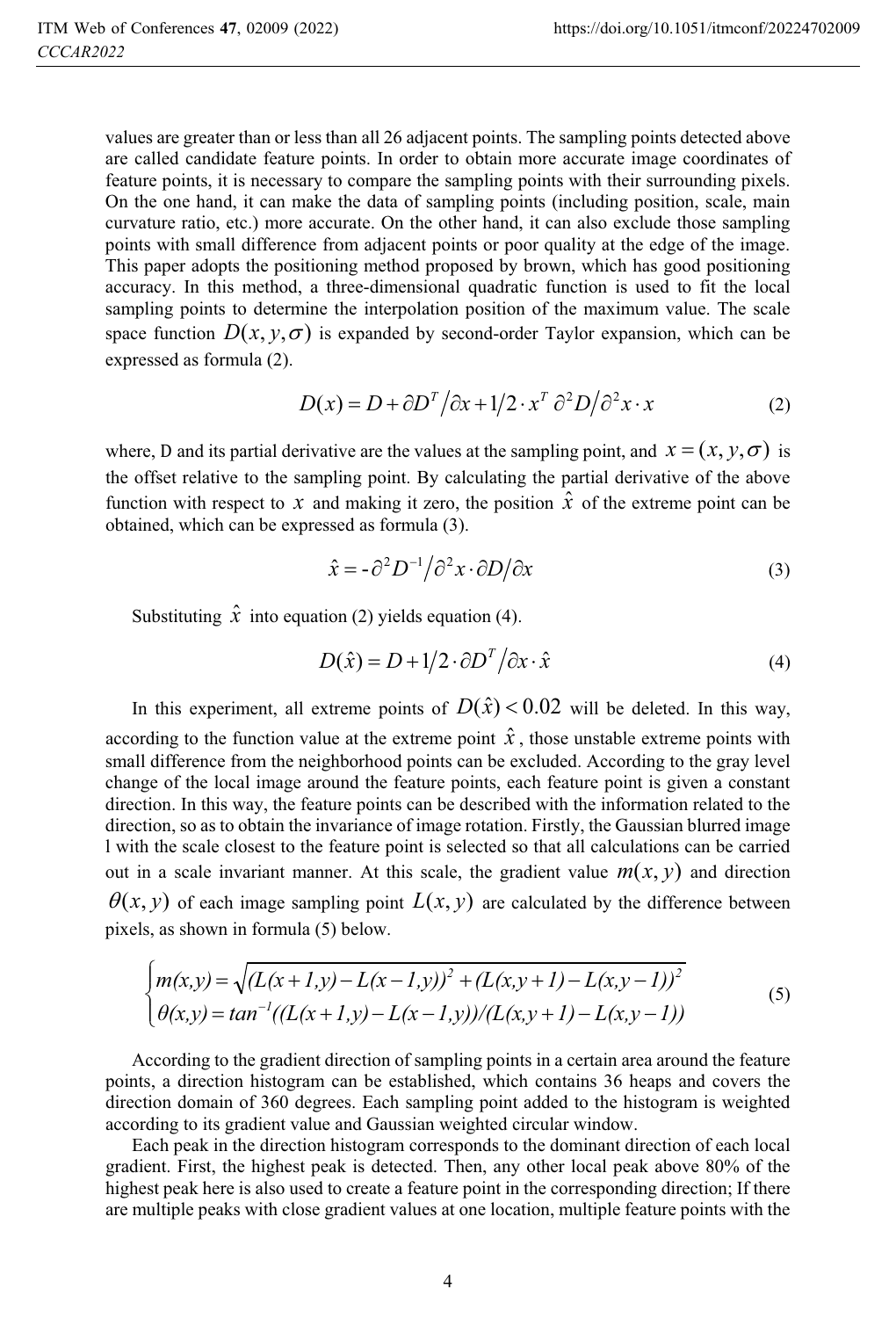values are greater than or less than all 26 adjacent points. The sampling points detected above are called candidate feature points. In order to obtain more accurate image coordinates of feature points, it is necessary to compare the sampling points with their surrounding pixels. On the one hand, it can make the data of sampling points (including position, scale, main curvature ratio, etc.) more accurate. On the other hand, it can also exclude those sampling points with small difference from adjacent points or poor quality at the edge of the image. This paper adopts the positioning method proposed by brown, which has good positioning accuracy. In this method, a three-dimensional quadratic function is used to fit the local sampling points to determine the interpolation position of the maximum value. The scale space function $D(x, y, \sigma)$ is expanded by second-order Taylor expansion, which can be expressed as formula (2).

$$D(x) = D + \partial D^T / \partial x + 1/2 \cdot x^T \, \partial^2 D / \partial^2 x \cdot x \tag{2}$$

where, D and its partial derivative are the values at the sampling point, and $x = (x, y, \sigma)$ is the offset relative to the sampling point. By calculating the partial derivative of the above function with respect to $x$ and making it zero, the position $\hat{x}$ of the extreme point can be obtained, which can be expressed as formula (3).

$$\hat{x} = -\partial^2 D^{-1} / \partial^2 x \cdot \partial D / \partial x \tag{3}$$

Substituting $\hat{x}$ into equation (2) yields equation (4).

$$D(\hat{x}) = D + 1/2 \cdot \partial D^T / \partial x \cdot \hat{x} \tag{4}$$

In this experiment, all extreme points of $D(\hat{x}) < 0.02$ will be deleted. In this way, according to the function value at the extreme point $\hat{x}$, those unstable extreme points with small difference from the neighborhood points can be excluded. According to the gray level change of the local image around the feature points, each feature point is given a constant direction. In this way, the feature points can be described with the information related to the direction, so as to obtain the invariance of image rotation. Firstly, the Gaussian blurred image l with the scale closest to the feature point is selected so that all calculations can be carried out in a scale invariant manner. At this scale, the gradient value $m(x, y)$ and direction $\theta(x, y)$ of each image sampling point $L(x, y)$ are calculated by the difference between pixels, as shown in formula (5) below.

$$\begin{cases} m(x,y) = \sqrt{(L(x+1,y) - L(x-1,y))^2 + (L(x,y+1) - L(x,y-1))^2} \\ \theta(x,y) = tan^{-1}((L(x+1,y) - L(x-1,y))/(L(x,y+1) - L(x,y-1)) \end{cases} \tag{5}$$

According to the gradient direction of sampling points in a certain area around the feature points, a direction histogram can be established, which contains 36 heaps and covers the direction domain of 360 degrees. Each sampling point added to the histogram is weighted according to its gradient value and Gaussian weighted circular window.

Each peak in the direction histogram corresponds to the dominant direction of each local gradient. First, the highest peak is detected. Then, any other local peak above 80% of the highest peak here is also used to create a feature point in the corresponding direction; If there are multiple peaks with close gradient values at one location, multiple feature points with the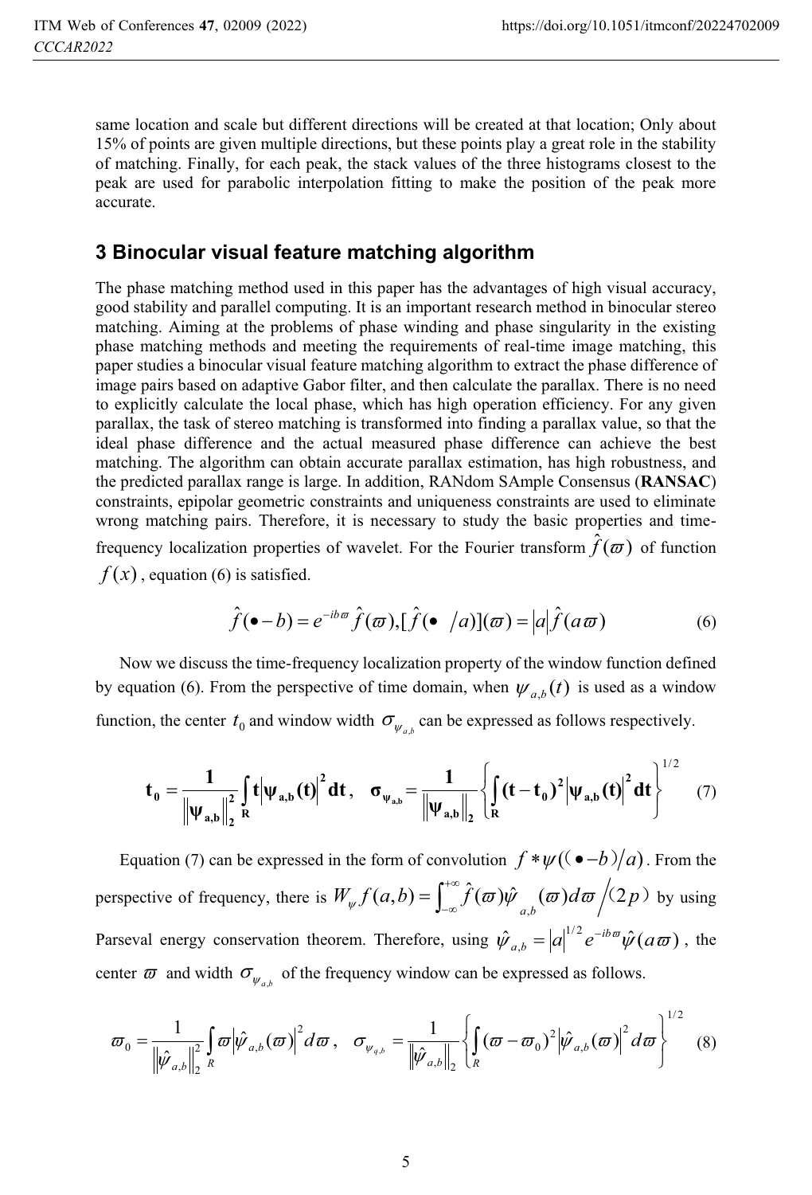same location and scale but different directions will be created at that location; Only about 15% of points are given multiple directions, but these points play a great role in the stability of matching. Finally, for each peak, the stack values of the three histograms closest to the peak are used for parabolic interpolation fitting to make the position of the peak more accurate.

## 3 Binocular visual feature matching algorithm

The phase matching method used in this paper has the advantages of high visual accuracy, good stability and parallel computing. It is an important research method in binocular stereo matching. Aiming at the problems of phase winding and phase singularity in the existing phase matching methods and meeting the requirements of real-time image matching, this paper studies a binocular visual feature matching algorithm to extract the phase difference of image pairs based on adaptive Gabor filter, and then calculate the parallax. There is no need to explicitly calculate the local phase, which has high operation efficiency. For any given parallax, the task of stereo matching is transformed into finding a parallax value, so that the ideal phase difference and the actual measured phase difference can achieve the best matching. The algorithm can obtain accurate parallax estimation, has high robustness, and the predicted parallax range is large. In addition, RANdom SAmple Consensus (**RANSAC**) constraints, epipolar geometric constraints and uniqueness constraints are used to eliminate wrong matching pairs. Therefore, it is necessary to study the basic properties and time-frequency localization properties of wavelet. For the Fourier transform $\hat{f}(\varpi)$ of function $f(x)$, equation (6) is satisfied.

$$\hat{f}(\bullet - b) = e^{-ib\varpi}\hat{f}(\varpi), [\hat{f}(\bullet \ /a)](\varpi) = |a|\hat{f}(a\varpi) \tag{6}$$

Now we discuss the time-frequency localization property of the window function defined by equation (6). From the perspective of time domain, when $\psi_{a,b}(t)$ is used as a window function, the center $t_0$ and window width $\sigma_{\psi_{a,b}}$ can be expressed as follows respectively.

$$\mathbf{t_0} = \frac{1}{\|\psi_{a,b}\|_2^2}\int_R \mathbf{t}|\psi_{a,b}(\mathbf{t})|^2 \mathbf{dt}, \quad \sigma_{\psi_{a,b}} = \frac{1}{\|\psi_{a,b}\|_2}\left\{\int_R (\mathbf{t}-\mathbf{t_0})^2|\psi_{a,b}(\mathbf{t})|^2 \mathbf{dt}\right\}^{1/2} \tag{7}$$

Equation (7) can be expressed in the form of convolution $f * \psi((\bullet - b)/a)$. From the perspective of frequency, there is $W_\psi f(a,b) = \int_{-\infty}^{+\infty}\hat{f}(\varpi)\hat{\psi}_{a,b}(\varpi)d\varpi \Big/ (2p)$ by using Parseval energy conservation theorem. Therefore, using $\hat{\psi}_{a,b} = |a|^{1/2}e^{-ib\varpi}\hat{\psi}(a\varpi)$, the center $\varpi$ and width $\sigma_{\psi_{a,b}}$ of the frequency window can be expressed as follows.

$$\varpi_0 = \frac{1}{\|\hat{\psi}_{a,b}\|_2^2}\int_R \varpi|\hat{\psi}_{a,b}(\varpi)|^2 d\varpi, \quad \sigma_{\psi_{q,b}} = \frac{1}{\|\hat{\psi}_{a,b}\|_2}\left\{\int_R (\varpi - \varpi_0)^2|\hat{\psi}_{a,b}(\varpi)|^2 d\varpi\right\}^{1/2} \tag{8}$$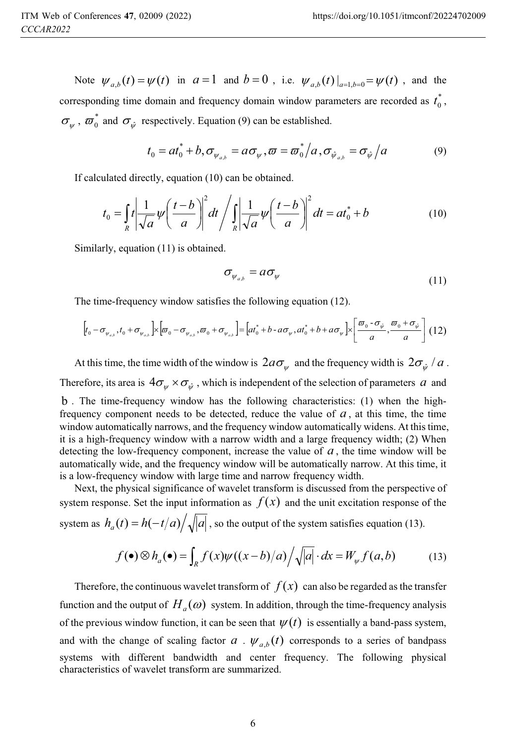Note $\psi_{a,b}(t) = \psi(t)$ in $a = 1$ and $b = 0$, i.e. $\psi_{a,b}(t)|_{a=1,b=0} = \psi(t)$, and the corresponding time domain and frequency domain window parameters are recorded as $t_0^*$, $\sigma_\psi$, $\varpi_0^*$ and $\sigma_{\hat{\psi}}$ respectively. Equation (9) can be established.

$$t_0 = at_0^* + b, \sigma_{\psi_{a,b}} = a\sigma_\psi, \varpi = \varpi_0^* / a, \sigma_{\hat{\psi}_{a,b}} = \sigma_{\hat{\psi}} / a \tag{9}$$

If calculated directly, equation (10) can be obtained.

$$t_0 = \int_R t \left| \frac{1}{\sqrt{a}} \psi\left(\frac{t-b}{a}\right) \right|^2 dt \bigg/ \int_R \left| \frac{1}{\sqrt{a}} \psi\left(\frac{t-b}{a}\right) \right|^2 dt = at_0^* + b \tag{10}$$

Similarly, equation (11) is obtained.

$$\sigma_{\psi_{a,b}} = a\sigma_\psi \tag{11}$$

The time-frequency window satisfies the following equation (12).

$$\left[t_0 - \sigma_{\psi_{a,b}}, t_0 + \sigma_{\psi_{a,b}}\right] \times \left[\varpi_0 - \sigma_{\psi_{a,b}}, \varpi_0 + \sigma_{\psi_{a,b}}\right] = \left[at_0^* + b - a\sigma_\psi, at_0^* + b + a\sigma_\psi\right] \times \left[\frac{\varpi_0 - \sigma_{\hat{\psi}}}{a}, \frac{\varpi_0 + \sigma_{\hat{\psi}}}{a}\right] \tag{12}$$

At this time, the time width of the window is $2a\sigma_\psi$ and the frequency width is $2\sigma_{\hat{\psi}} / a$. Therefore, its area is $4\sigma_\psi \times \sigma_{\hat{\psi}}$, which is independent of the selection of parameters $a$ and $b$. The time-frequency window has the following characteristics: (1) when the high-frequency component needs to be detected, reduce the value of $a$, at this time, the time window automatically narrows, and the frequency window automatically widens. At this time, it is a high-frequency window with a narrow width and a large frequency width; (2) When detecting the low-frequency component, increase the value of $a$, the time window will be automatically wide, and the frequency window will be automatically narrow. At this time, it is a low-frequency window with large time and narrow frequency width.

Next, the physical significance of wavelet transform is discussed from the perspective of system response. Set the input information as $f(x)$ and the unit excitation response of the system as $h_a(t) = h(-t/a) \big/ \sqrt{|a|}$, so the output of the system satisfies equation (13).

$$f(\bullet) \otimes h_a(\bullet) = \int_R f(x)\psi((x-b)/a) \big/ \sqrt{|a|} \cdot dx = W_\psi f(a,b) \tag{13}$$

Therefore, the continuous wavelet transform of $f(x)$ can also be regarded as the transfer function and the output of $H_a(\omega)$ system. In addition, through the time-frequency analysis of the previous window function, it can be seen that $\psi(t)$ is essentially a band-pass system, and with the change of scaling factor $a$. $\psi_{a,b}(t)$ corresponds to a series of bandpass systems with different bandwidth and center frequency. The following physical characteristics of wavelet transform are summarized.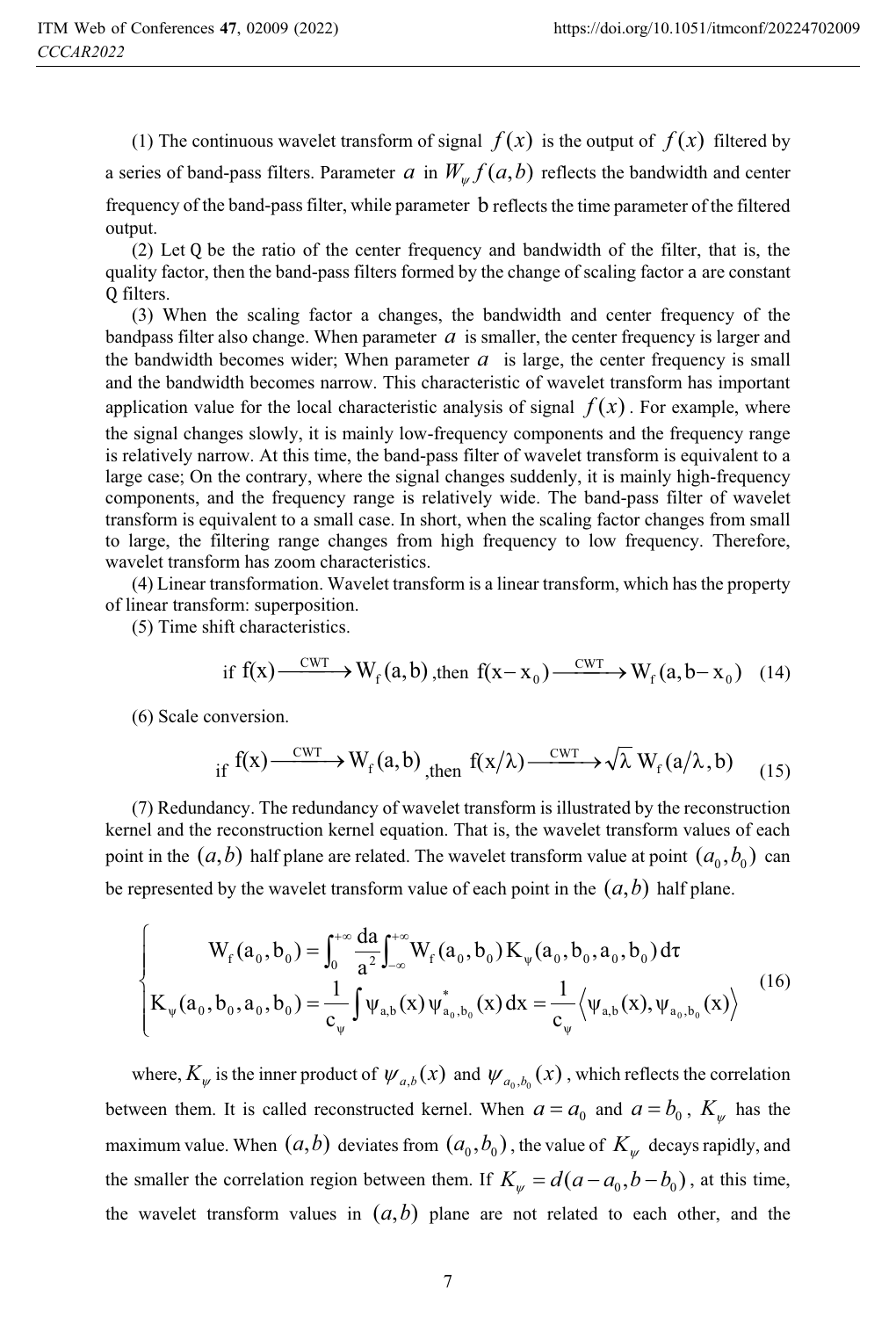(1) The continuous wavelet transform of signal $f(x)$ is the output of $f(x)$ filtered by a series of band-pass filters. Parameter $a$ in $W_\psi f(a,b)$ reflects the bandwidth and center frequency of the band-pass filter, while parameter b reflects the time parameter of the filtered output.

(2) Let Q be the ratio of the center frequency and bandwidth of the filter, that is, the quality factor, then the band-pass filters formed by the change of scaling factor a are constant Q filters.

(3) When the scaling factor a changes, the bandwidth and center frequency of the bandpass filter also change. When parameter $a$ is smaller, the center frequency is larger and the bandwidth becomes wider; When parameter $a$ is large, the center frequency is small and the bandwidth becomes narrow. This characteristic of wavelet transform has important application value for the local characteristic analysis of signal $f(x)$. For example, where the signal changes slowly, it is mainly low-frequency components and the frequency range is relatively narrow. At this time, the band-pass filter of wavelet transform is equivalent to a large case; On the contrary, where the signal changes suddenly, it is mainly high-frequency components, and the frequency range is relatively wide. The band-pass filter of wavelet transform is equivalent to a small case. In short, when the scaling factor changes from small to large, the filtering range changes from high frequency to low frequency. Therefore, wavelet transform has zoom characteristics.

(4) Linear transformation. Wavelet transform is a linear transform, which has the property of linear transform: superposition.

(5) Time shift characteristics.

$$\text{if } f(x) \xrightarrow{\text{CWT}} W_f(a,b) \text{,then } f(x-x_0) \xrightarrow{\text{CWT}} W_f(a,b-x_0) \quad (14)$$

(6) Scale conversion.

$$\text{if } f(x) \xrightarrow{\text{CWT}} W_f(a,b) \text{,then } f(x/\lambda) \xrightarrow{\text{CWT}} \sqrt{\lambda}\, W_f(a/\lambda, b) \quad (15)$$

(7) Redundancy. The redundancy of wavelet transform is illustrated by the reconstruction kernel and the reconstruction kernel equation. That is, the wavelet transform values of each point in the $(a,b)$ half plane are related. The wavelet transform value at point $(a_0,b_0)$ can be represented by the wavelet transform value of each point in the $(a,b)$ half plane.

$$\begin{cases} W_f(a_0,b_0) = \int_0^{+\infty} \frac{da}{a^2} \int_{-\infty}^{+\infty} W_f(a_0,b_0) K_\psi(a_0,b_0,a_0,b_0)\, d\tau \\ K_\psi(a_0,b_0,a_0,b_0) = \frac{1}{c_\psi} \int \psi_{a,b}(x) \psi^*_{a_0,b_0}(x)\, dx = \frac{1}{c_\psi} \left\langle \psi_{a,b}(x), \psi_{a_0,b_0}(x) \right\rangle \end{cases} \quad (16)$$

where, $K_\psi$ is the inner product of $\psi_{a,b}(x)$ and $\psi_{a_0,b_0}(x)$, which reflects the correlation between them. It is called reconstructed kernel. When $a = a_0$ and $a = b_0$, $K_\psi$ has the maximum value. When $(a,b)$ deviates from $(a_0,b_0)$, the value of $K_\psi$ decays rapidly, and the smaller the correlation region between them. If $K_\psi = d(a-a_0, b-b_0)$, at this time, the wavelet transform values in $(a,b)$ plane are not related to each other, and the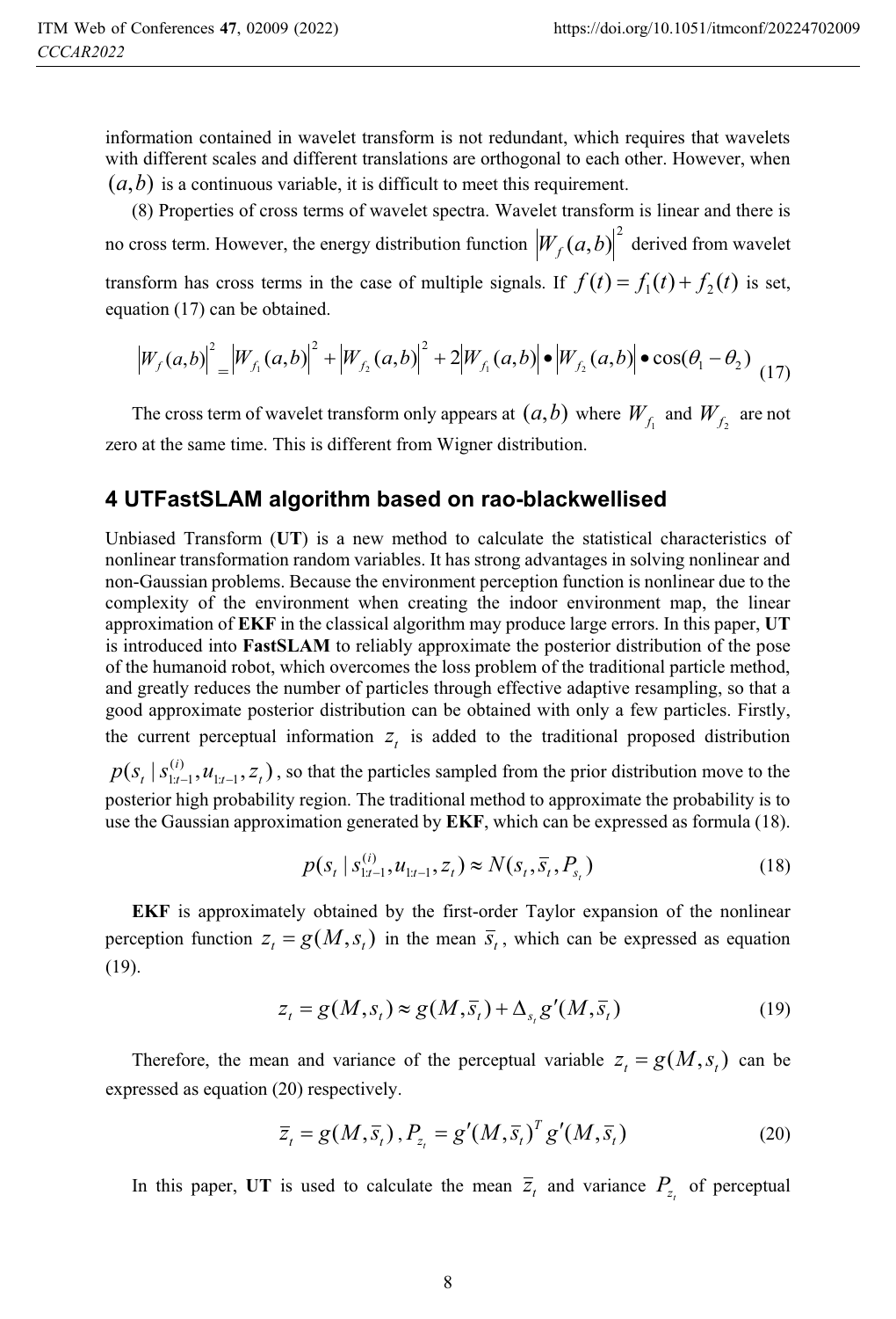information contained in wavelet transform is not redundant, which requires that wavelets with different scales and different translations are orthogonal to each other. However, when $(a,b)$ is a continuous variable, it is difficult to meet this requirement.

(8) Properties of cross terms of wavelet spectra. Wavelet transform is linear and there is no cross term. However, the energy distribution function $\left|W_f(a,b)\right|^2$ derived from wavelet transform has cross terms in the case of multiple signals. If $f(t) = f_1(t) + f_2(t)$ is set, equation (17) can be obtained.

$$\left|W_f(a,b)\right|^2 = \left|W_{f_1}(a,b)\right|^2 + \left|W_{f_2}(a,b)\right|^2 + 2\left|W_{f_1}(a,b)\right| \bullet \left|W_{f_2}(a,b)\right| \bullet \cos(\theta_1 - \theta_2) \quad (17)$$

The cross term of wavelet transform only appears at $(a,b)$ where $W_{f_1}$ and $W_{f_2}$ are not zero at the same time. This is different from Wigner distribution.

## 4 UTFastSLAM algorithm based on rao-blackwellised

Unbiased Transform (**UT**) is a new method to calculate the statistical characteristics of nonlinear transformation random variables. It has strong advantages in solving nonlinear and non-Gaussian problems. Because the environment perception function is nonlinear due to the complexity of the environment when creating the indoor environment map, the linear approximation of **EKF** in the classical algorithm may produce large errors. In this paper, **UT** is introduced into **FastSLAM** to reliably approximate the posterior distribution of the pose of the humanoid robot, which overcomes the loss problem of the traditional particle method, and greatly reduces the number of particles through effective adaptive resampling, so that a good approximate posterior distribution can be obtained with only a few particles. Firstly, the current perceptual information $z_t$ is added to the traditional proposed distribution $p(s_t \mid s_{1:t-1}^{(i)}, u_{1:t-1}, z_t)$, so that the particles sampled from the prior distribution move to the posterior high probability region. The traditional method to approximate the probability is to use the Gaussian approximation generated by **EKF**, which can be expressed as formula (18).

$$p(s_t \mid s_{1:t-1}^{(i)}, u_{1:t-1}, z_t) \approx N(s_t, \bar{s}_t, P_{s_t}) \quad (18)$$

**EKF** is approximately obtained by the first-order Taylor expansion of the nonlinear perception function $z_t = g(M, s_t)$ in the mean $\bar{s}_t$, which can be expressed as equation (19).

$$z_t = g(M, s_t) \approx g(M, \bar{s}_t) + \Delta_{s_t} g'(M, \bar{s}_t) \quad (19)$$

Therefore, the mean and variance of the perceptual variable $z_t = g(M, s_t)$ can be expressed as equation (20) respectively.

$$\bar{z}_t = g(M, \bar{s}_t), P_{z_t} = g'(M, \bar{s}_t)^T g'(M, \bar{s}_t) \quad (20)$$

In this paper, **UT** is used to calculate the mean $\bar{z}_t$ and variance $P_{z_t}$ of perceptual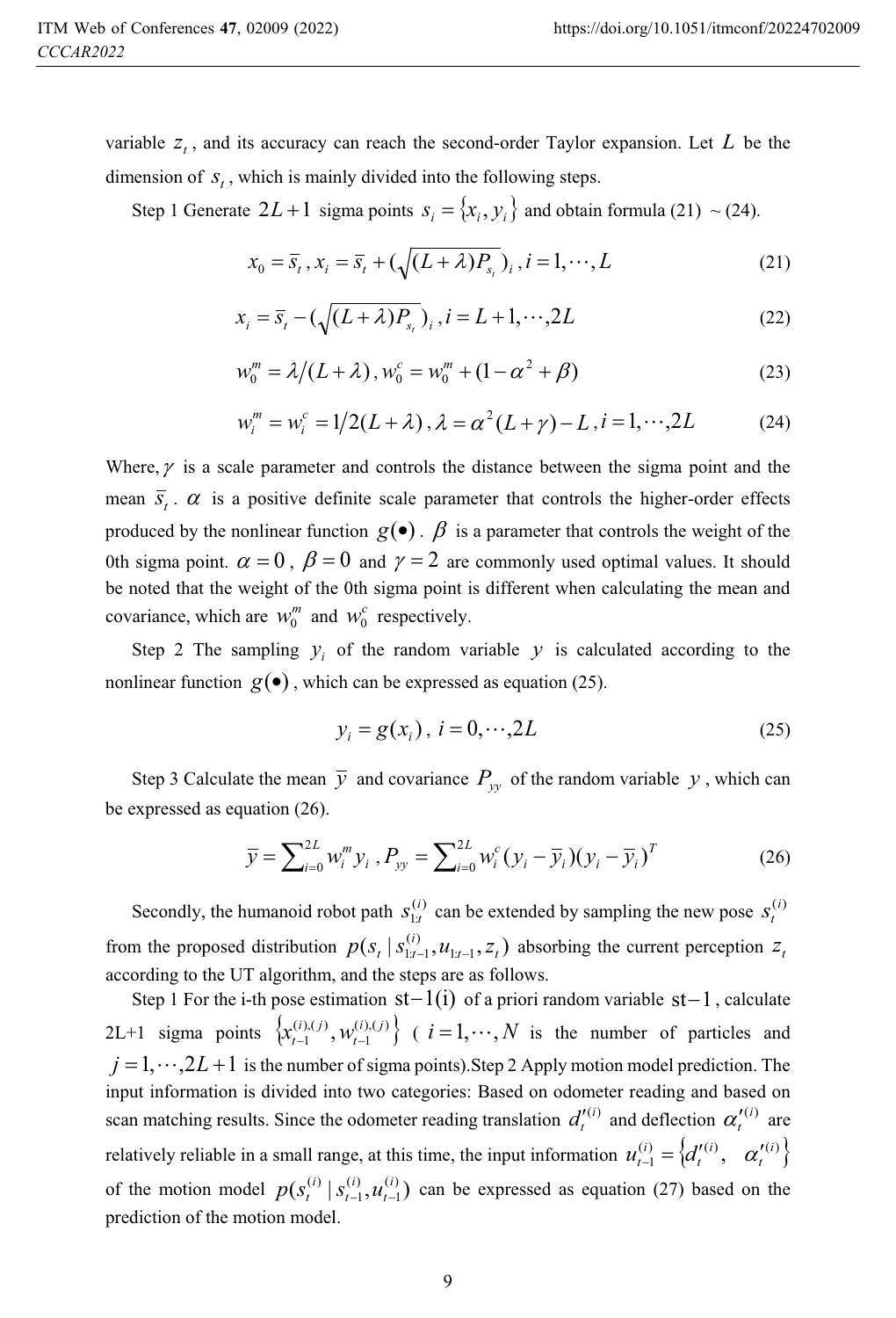variable $z_t$, and its accuracy can reach the second-order Taylor expansion. Let $L$ be the dimension of $s_t$, which is mainly divided into the following steps.

Step 1 Generate $2L+1$ sigma points $s_i = \{x_i, y_i\}$ and obtain formula (21) ~ (24).

$$x_0 = \bar{s}_t \, , x_i = \bar{s}_t + (\sqrt{(L+\lambda)P_{s_t}})_i \, , i = 1, \cdots, L \tag{21}$$

$$x_i = \bar{s}_t - (\sqrt{(L+\lambda)P_{s_t}})_i \, , i = L+1, \cdots, 2L \tag{22}$$

$$w_0^m = \lambda/(L+\lambda) \, , w_0^c = w_0^m + (1-\alpha^2+\beta) \tag{23}$$

$$w_i^m = w_i^c = 1/2(L+\lambda) \, , \lambda = \alpha^2(L+\gamma) - L \, , i = 1, \cdots, 2L \tag{24}$$

Where, $\gamma$ is a scale parameter and controls the distance between the sigma point and the mean $\bar{s}_t$. $\alpha$ is a positive definite scale parameter that controls the higher-order effects produced by the nonlinear function $g(\bullet)$. $\beta$ is a parameter that controls the weight of the 0th sigma point. $\alpha = 0$, $\beta = 0$ and $\gamma = 2$ are commonly used optimal values. It should be noted that the weight of the 0th sigma point is different when calculating the mean and covariance, which are $w_0^m$ and $w_0^c$ respectively.

Step 2 The sampling $y_i$ of the random variable $y$ is calculated according to the nonlinear function $g(\bullet)$, which can be expressed as equation (25).

$$y_i = g(x_i) \, , \, i = 0, \cdots, 2L \tag{25}$$

Step 3 Calculate the mean $\bar{y}$ and covariance $P_{yy}$ of the random variable $y$, which can be expressed as equation (26).

$$\bar{y} = \sum_{i=0}^{2L} w_i^m y_i \, , P_{yy} = \sum_{i=0}^{2L} w_i^c (y_i - \bar{y}_i)(y_i - \bar{y}_i)^T \tag{26}$$

Secondly, the humanoid robot path $s_{1:t}^{(i)}$ can be extended by sampling the new pose $s_t^{(i)}$ from the proposed distribution $p(s_t \mid s_{1:t-1}^{(i)}, u_{1:t-1}, z_t)$ absorbing the current perception $z_t$ according to the UT algorithm, and the steps are as follows.

Step 1 For the i-th pose estimation st−1(i) of a priori random variable st−1, calculate 2L+1 sigma points $\{x_{t-1}^{(i),(j)}, w_{t-1}^{(i),(j)}\}$ ($i = 1, \cdots, N$ is the number of particles and $j = 1, \cdots, 2L+1$ is the number of sigma points).Step 2 Apply motion model prediction. The input information is divided into two categories: Based on odometer reading and based on scan matching results. Since the odometer reading translation $d_t'^{(i)}$ and deflection $\alpha_t'^{(i)}$ are relatively reliable in a small range, at this time, the input information $u_{t-1}^{(i)} = \{d_t'^{(i)}, \;\; \alpha_t'^{(i)}\}$ of the motion model $p(s_t^{(i)} \mid s_{t-1}^{(i)}, u_{t-1}^{(i)})$ can be expressed as equation (27) based on the prediction of the motion model.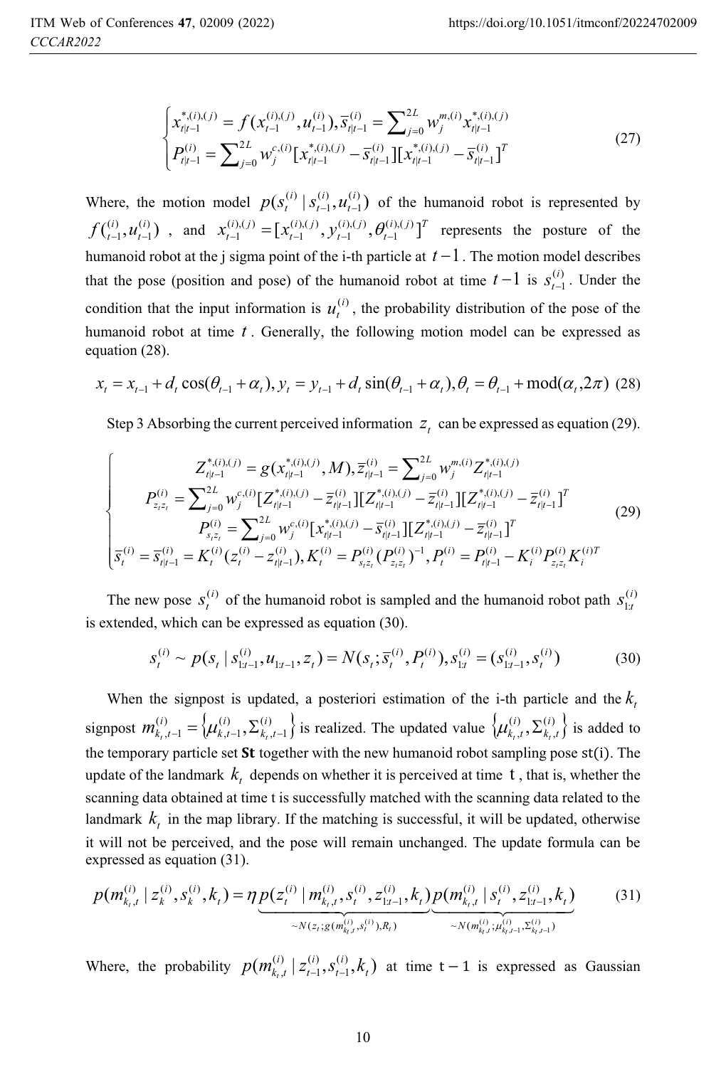$$
\begin{cases}
x_{t|t-1}^{*,(i),(j)} = f(x_{t-1}^{(i),(j)}, u_{t-1}^{(i)}), \bar{s}_{t|t-1}^{(i)} = \sum_{j=0}^{2L} w_j^{m,(i)} x_{t|t-1}^{*,(i),(j)} \\
P_{t|t-1}^{(i)} = \sum_{j=0}^{2L} w_j^{c,(i)} [x_{t|t-1}^{*,(i),(j)} - \bar{s}_{t|t-1}^{(i)}][x_{t|t-1}^{*,(i),(j)} - \bar{s}_{t|t-1}^{(i)}]^T
\end{cases}
\tag{27}
$$

Where, the motion model $p(s_t^{(i)} | s_{t-1}^{(i)}, u_{t-1}^{(i)})$ of the humanoid robot is represented by $f(_{t-1}^{(i)}, u_{t-1}^{(i)})$ , and $x_{t-1}^{(i),(j)} = [x_{t-1}^{(i),(j)}, y_{t-1}^{(i),(j)}, \theta_{t-1}^{(i),(j)}]^T$ represents the posture of the humanoid robot at the j sigma point of the i-th particle at $t-1$. The motion model describes that the pose (position and pose) of the humanoid robot at time $t-1$ is $s_{t-1}^{(i)}$. Under the condition that the input information is $u_t^{(i)}$, the probability distribution of the pose of the humanoid robot at time $t$. Generally, the following motion model can be expressed as equation (28).

$$
x_t = x_{t-1} + d_t \cos(\theta_{t-1} + \alpha_t), y_t = y_{t-1} + d_t \sin(\theta_{t-1} + \alpha_t), \theta_t = \theta_{t-1} + \mathrm{mod}(\alpha_t, 2\pi) \tag{28}
$$

Step 3 Absorbing the current perceived information $z_t$ can be expressed as equation (29).

$$
\begin{cases}
Z_{t|t-1}^{*,(i),(j)} = g(x_{t|t-1}^{*,(i),(j)}, M), \bar{z}_{t|t-1}^{(i)} = \sum_{j=0}^{2L} w_j^{m,(i)} Z_{t|t-1}^{*,(i),(j)} \\
P_{z_t z_t}^{(i)} = \sum_{j=0}^{2L} w_j^{c,(i)} [Z_{t|t-1}^{*,(i),(j)} - \bar{z}_{t|t-1}^{(i)}][Z_{t|t-1}^{*,(i),(j)} - \bar{z}_{t|t-1}^{(i)}][Z_{t|t-1}^{*,(i),(j)} - \bar{z}_{t|t-1}^{(i)}]^T \\
P_{s_t z_t}^{(i)} = \sum_{j=0}^{2L} w_j^{c,(i)} [x_{t|t-1}^{*,(i),(j)} - \bar{s}_{t|t-1}^{(i)}][Z_{t|t-1}^{*,(i),(j)} - \bar{z}_{t|t-1}^{(i)}]^T \\
\bar{s}_t^{(i)} = \bar{s}_{t|t-1}^{(i)} = K_t^{(i)} (z_t^{(i)} - z_{t|t-1}^{(i)}), K_t^{(i)} = P_{s_t z_t}^{(i)} (P_{z_t z_t}^{(i)})^{-1}, P_t^{(i)} = P_{t|t-1}^{(i)} - K_i^{(i)} P_{z_t z_t}^{(i)} K_i^{(i)T}
\end{cases}
\tag{29}
$$

The new pose $s_t^{(i)}$ of the humanoid robot is sampled and the humanoid robot path $s_{1:t}^{(i)}$ is extended, which can be expressed as equation (30).

$$
s_t^{(i)} \sim p(s_t | s_{1:t-1}^{(i)}, u_{1:t-1}, z_t) = N(s_t; \bar{s}_t^{(i)}, P_t^{(i)}), s_{1:t}^{(i)} = (s_{1:t-1}^{(i)}, s_t^{(i)}) \tag{30}
$$

When the signpost is updated, a posteriori estimation of the i-th particle and the $k_t$ signpost $m_{k_t,t-1}^{(i)} = \{\mu_{k,t-1}^{(i)}, \Sigma_{k_t,t-1}^{(i)}\}$ is realized. The updated value $\{\mu_{k_t,t}^{(i)}, \Sigma_{k_t,t}^{(i)}\}$ is added to the temporary particle set **St** together with the new humanoid robot sampling pose st(i). The update of the landmark $k_t$ depends on whether it is perceived at time t , that is, whether the scanning data obtained at time t is successfully matched with the scanning data related to the landmark $k_t$ in the map library. If the matching is successful, it will be updated, otherwise it will not be perceived, and the pose will remain unchanged. The update formula can be expressed as equation (31).

$$
p(m_{k_t,t}^{(i)} | z_k^{(i)}, s_k^{(i)}, k_t) = \eta \underbrace{p(z_t^{(i)} | m_{k_t,t}^{(i)}, s_t^{(i)}, z_{1:t-1}^{(i)}, k_t)}_{\sim N(z_t; g(m_{k_t,t}^{(i)}, s_t^{(i)}), R_t)} \underbrace{p(m_{k_t,t}^{(i)} | s_t^{(i)}, z_{1:t-1}^{(i)}, k_t)}_{\sim N(m_{k_t,t}^{(i)}; \mu_{k_t,t-1}^{(i)}, \Sigma_{k_t,t-1}^{(i)})} \tag{31}
$$

Where, the probability $p(m_{k_t,t}^{(i)} | z_{t-1}^{(i)}, s_{t-1}^{(i)}, k_t)$ at time $t-1$ is expressed as Gaussian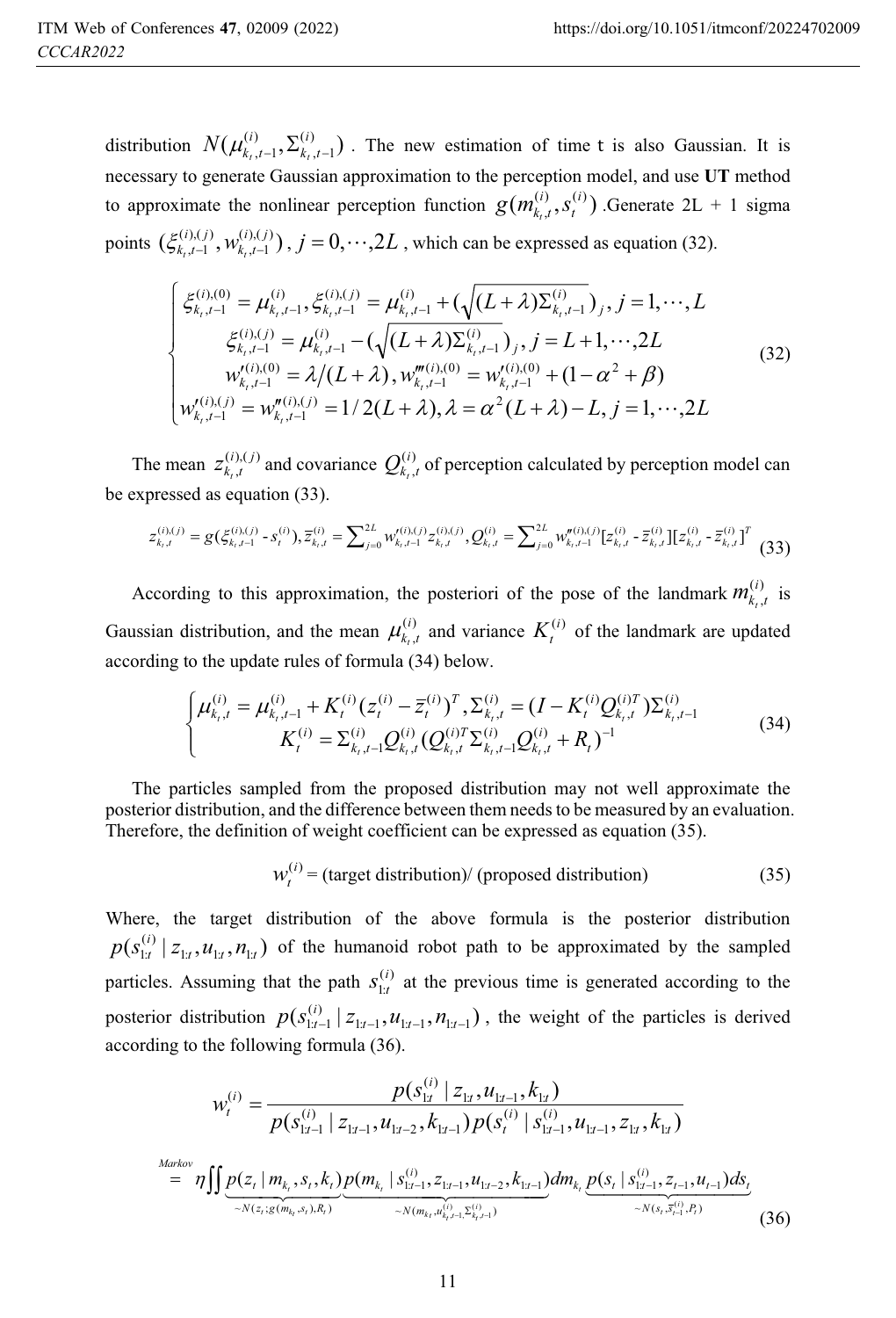distribution $N(\mu_{k_t,t-1}^{(i)}, \Sigma_{k_t,t-1}^{(i)})$ . The new estimation of time t is also Gaussian. It is necessary to generate Gaussian approximation to the perception model, and use **UT** method to approximate the nonlinear perception function $g(m_{k_t,t}^{(i)}, s_t^{(i)})$ .Generate 2L + 1 sigma points $(\xi_{k_t,t-1}^{(i),(j)}, w_{k_t,t-1}^{(i),(j)})$ , $j = 0, \cdots, 2L$ , which can be expressed as equation (32).

$$
\begin{cases}
\xi_{k_t,t-1}^{(i),(0)} = \mu_{k_t,t-1}^{(i)}, \xi_{k_t,t-1}^{(i),(j)} = \mu_{k_t,t-1}^{(i)} + (\sqrt{(L+\lambda)\Sigma_{k_t,t-1}^{(i)}})_j, j = 1, \cdots, L \\
\xi_{k_t,t-1}^{(i),(j)} = \mu_{k_t,t-1}^{(i)} - (\sqrt{(L+\lambda)\Sigma_{k_t,t-1}^{(i)}})_j, j = L+1, \cdots, 2L \\
w_{k_t,t-1}'^{(i),(0)} = \lambda/(L+\lambda), w_{k_t,t-1}''^{(i),(0)} = w_{k_t,t-1}'^{(i),(0)} + (1-\alpha^2+\beta) \\
w_{k_t,t-1}'^{(i),(j)} = w_{k_t,t-1}''^{(i),(j)} = 1/2(L+\lambda), \lambda = \alpha^2(L+\lambda) - L, j = 1, \cdots, 2L
\end{cases}
\tag{32}
$$

The mean $z_{k_t,t}^{(i),(j)}$ and covariance $Q_{k_t,t}^{(i)}$ of perception calculated by perception model can be expressed as equation (33).

$$
z_{k_t,t}^{(i),(j)} = g(\xi_{k_t,t-1}^{(i),(j)} \text{-} s_t^{(i)}), \bar{z}_{k_t,t}^{(i)} = \sum_{j=0}^{2L} w_{k_t,t-1}'^{(i),(j)} z_{k_t,t}^{(i),(j)}, Q_{k_t,t}^{(i)} = \sum_{j=0}^{2L} w_{k_t,t-1}''^{(i),(j)} [z_{k_t,t}^{(i)} \text{-} \bar{z}_{k_t,t}^{(i)}][z_{k_t,t}^{(i)} \text{-} \bar{z}_{k_t,t}^{(i)}]^T \tag{33}
$$

According to this approximation, the posteriori of the pose of the landmark $m_{k_t,t}^{(i)}$ is Gaussian distribution, and the mean $\mu_{k_t,t}^{(i)}$ and variance $K_t^{(i)}$ of the landmark are updated according to the update rules of formula (34) below.

$$
\begin{cases}
\mu_{k_t,t}^{(i)} = \mu_{k_t,t-1}^{(i)} + K_t^{(i)}(z_t^{(i)} - \bar{z}_t^{(i)})^T, \Sigma_{k_t,t}^{(i)} = (I - K_t^{(i)} Q_{k_t,t}^{(i)T}) \Sigma_{k_t,t-1}^{(i)} \\
K_t^{(i)} = \Sigma_{k_t,t-1}^{(i)} Q_{k_t,t}^{(i)} (Q_{k_t,t}^{(i)T} \Sigma_{k_t,t-1}^{(i)} Q_{k_t,t}^{(i)} + R_t)^{-1}
\end{cases}
\tag{34}
$$

The particles sampled from the proposed distribution may not well approximate the posterior distribution, and the difference between them needs to be measured by an evaluation. Therefore, the definition of weight coefficient can be expressed as equation (35).

$$
w_t^{(i)} = \text{(target distribution)/ (proposed distribution)} \tag{35}
$$

Where, the target distribution of the above formula is the posterior distribution $p(s_{1:t}^{(i)} \mid z_{1:t}, u_{1:t}, n_{1:t})$ of the humanoid robot path to be approximated by the sampled particles. Assuming that the path $s_{1:t}^{(i)}$ at the previous time is generated according to the posterior distribution $p(s_{1:t-1}^{(i)} \mid z_{1:t-1}, u_{1:t-1}, n_{1:t-1})$ , the weight of the particles is derived according to the following formula (36).

$$
w_t^{(i)} = \frac{p(s_{1:t}^{(i)} \mid z_{1:t}, u_{1:t-1}, k_{1:t})}{p(s_{1:t-1}^{(i)} \mid z_{1:t-1}, u_{1:t-2}, k_{1:t-1}) p(s_t^{(i)} \mid s_{1:t-1}^{(i)}, u_{1:t-1}, z_{1:t}, k_{1:t})}
$$

$$
\overset{Markov}{=} \eta \iint \underbrace{p(z_t \mid m_{k_t}, s_t, k_t)}_{\sim N(z_t; g(m_{k_t}, s_t), R_t)} \underbrace{p(m_{k_t} \mid s_{1:t-1}^{(i)}, z_{1:t-1}, u_{1:t-2}, k_{1:t-1})}_{\sim N(m_{k_t}, \mu_{k_t,t-1}^{(i)}, \Sigma_{k_t,t-1}^{(i)})} dm_{k_t} \underbrace{p(s_t \mid s_{1:t-1}^{(i)}, z_{t-1}, u_{t-1}) ds_t}_{\sim N(s_t, \bar{s}_{t-1}^{(i)}, P_t)} \tag{36}
$$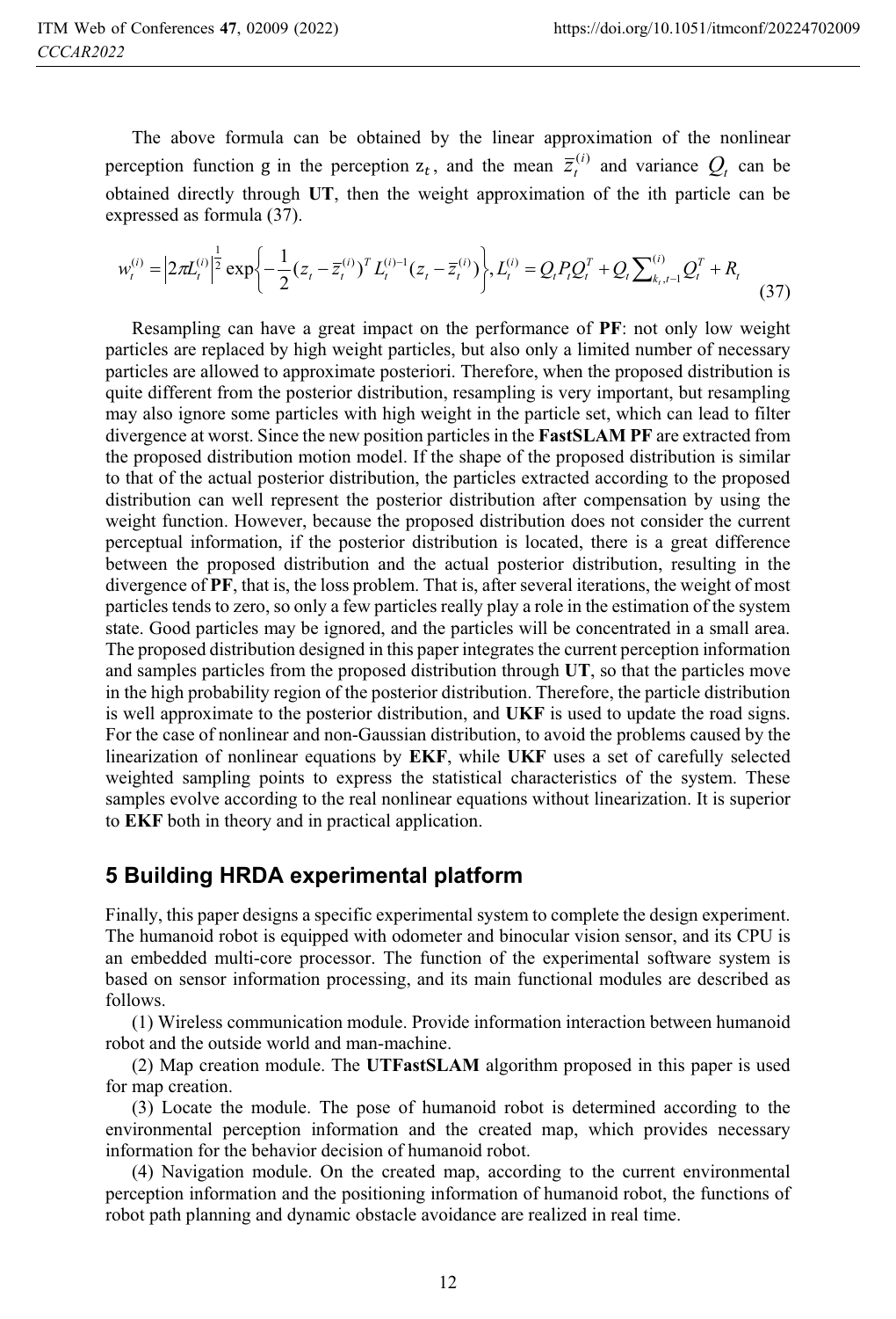The above formula can be obtained by the linear approximation of the nonlinear perception function g in the perception $z_t$, and the mean $\bar{z}_t^{(i)}$ and variance $Q_t$ can be obtained directly through **UT**, then the weight approximation of the ith particle can be expressed as formula (37).

$$w_t^{(i)} = \left|2\pi L_t^{(i)}\right|^{\frac{1}{2}} \exp\left\{-\frac{1}{2}(z_t - \bar{z}_t^{(i)})^T L_t^{(i)-1}(z_t - \bar{z}_t^{(i)})\right\}, L_t^{(i)} = Q_t P_t Q_t^T + Q_t \sum\nolimits_{k_t,t-1}^{(i)} Q_t^T + R_t \tag{37}$$

Resampling can have a great impact on the performance of **PF**: not only low weight particles are replaced by high weight particles, but also only a limited number of necessary particles are allowed to approximate posteriori. Therefore, when the proposed distribution is quite different from the posterior distribution, resampling is very important, but resampling may also ignore some particles with high weight in the particle set, which can lead to filter divergence at worst. Since the new position particles in the **FastSLAM PF** are extracted from the proposed distribution motion model. If the shape of the proposed distribution is similar to that of the actual posterior distribution, the particles extracted according to the proposed distribution can well represent the posterior distribution after compensation by using the weight function. However, because the proposed distribution does not consider the current perceptual information, if the posterior distribution is located, there is a great difference between the proposed distribution and the actual posterior distribution, resulting in the divergence of **PF**, that is, the loss problem. That is, after several iterations, the weight of most particles tends to zero, so only a few particles really play a role in the estimation of the system state. Good particles may be ignored, and the particles will be concentrated in a small area. The proposed distribution designed in this paper integrates the current perception information and samples particles from the proposed distribution through **UT**, so that the particles move in the high probability region of the posterior distribution. Therefore, the particle distribution is well approximate to the posterior distribution, and **UKF** is used to update the road signs. For the case of nonlinear and non-Gaussian distribution, to avoid the problems caused by the linearization of nonlinear equations by **EKF**, while **UKF** uses a set of carefully selected weighted sampling points to express the statistical characteristics of the system. These samples evolve according to the real nonlinear equations without linearization. It is superior to **EKF** both in theory and in practical application.

## 5 Building HRDA experimental platform

Finally, this paper designs a specific experimental system to complete the design experiment. The humanoid robot is equipped with odometer and binocular vision sensor, and its CPU is an embedded multi-core processor. The function of the experimental software system is based on sensor information processing, and its main functional modules are described as follows.

(1) Wireless communication module. Provide information interaction between humanoid robot and the outside world and man-machine.

(2) Map creation module. The **UTFastSLAM** algorithm proposed in this paper is used for map creation.

(3) Locate the module. The pose of humanoid robot is determined according to the environmental perception information and the created map, which provides necessary information for the behavior decision of humanoid robot.

(4) Navigation module. On the created map, according to the current environmental perception information and the positioning information of humanoid robot, the functions of robot path planning and dynamic obstacle avoidance are realized in real time.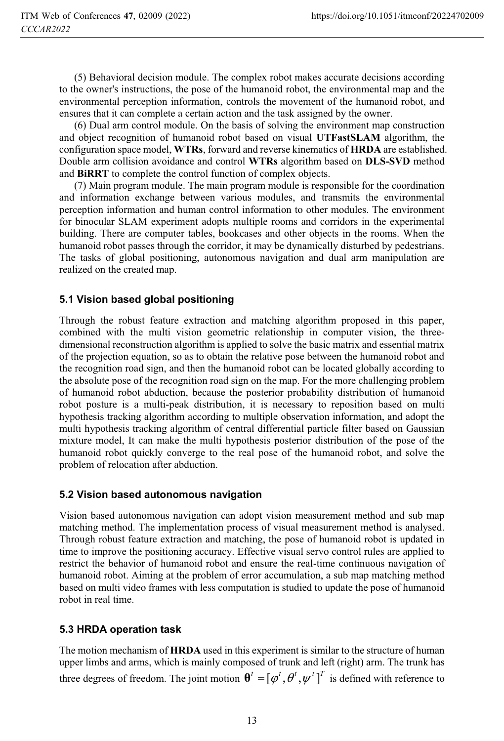(5) Behavioral decision module. The complex robot makes accurate decisions according to the owner's instructions, the pose of the humanoid robot, the environmental map and the environmental perception information, controls the movement of the humanoid robot, and ensures that it can complete a certain action and the task assigned by the owner.

(6) Dual arm control module. On the basis of solving the environment map construction and object recognition of humanoid robot based on visual **UTFastSLAM** algorithm, the configuration space model, **WTRs**, forward and reverse kinematics of **HRDA** are established. Double arm collision avoidance and control **WTRs** algorithm based on **DLS-SVD** method and **BiRRT** to complete the control function of complex objects.

(7) Main program module. The main program module is responsible for the coordination and information exchange between various modules, and transmits the environmental perception information and human control information to other modules. The environment for binocular SLAM experiment adopts multiple rooms and corridors in the experimental building. There are computer tables, bookcases and other objects in the rooms. When the humanoid robot passes through the corridor, it may be dynamically disturbed by pedestrians. The tasks of global positioning, autonomous navigation and dual arm manipulation are realized on the created map.

### 5.1 Vision based global positioning

Through the robust feature extraction and matching algorithm proposed in this paper, combined with the multi vision geometric relationship in computer vision, the three-dimensional reconstruction algorithm is applied to solve the basic matrix and essential matrix of the projection equation, so as to obtain the relative pose between the humanoid robot and the recognition road sign, and then the humanoid robot can be located globally according to the absolute pose of the recognition road sign on the map. For the more challenging problem of humanoid robot abduction, because the posterior probability distribution of humanoid robot posture is a multi-peak distribution, it is necessary to reposition based on multi hypothesis tracking algorithm according to multiple observation information, and adopt the multi hypothesis tracking algorithm of central differential particle filter based on Gaussian mixture model, It can make the multi hypothesis posterior distribution of the pose of the humanoid robot quickly converge to the real pose of the humanoid robot, and solve the problem of relocation after abduction.

### 5.2 Vision based autonomous navigation

Vision based autonomous navigation can adopt vision measurement method and sub map matching method. The implementation process of visual measurement method is analysed. Through robust feature extraction and matching, the pose of humanoid robot is updated in time to improve the positioning accuracy. Effective visual servo control rules are applied to restrict the behavior of humanoid robot and ensure the real-time continuous navigation of humanoid robot. Aiming at the problem of error accumulation, a sub map matching method based on multi video frames with less computation is studied to update the pose of humanoid robot in real time.

### 5.3 HRDA operation task

The motion mechanism of **HRDA** used in this experiment is similar to the structure of human upper limbs and arms, which is mainly composed of trunk and left (right) arm. The trunk has three degrees of freedom. The joint motion $\mathbf{\theta}^t = [\varphi^t, \theta^t, \psi^t]^T$ is defined with reference to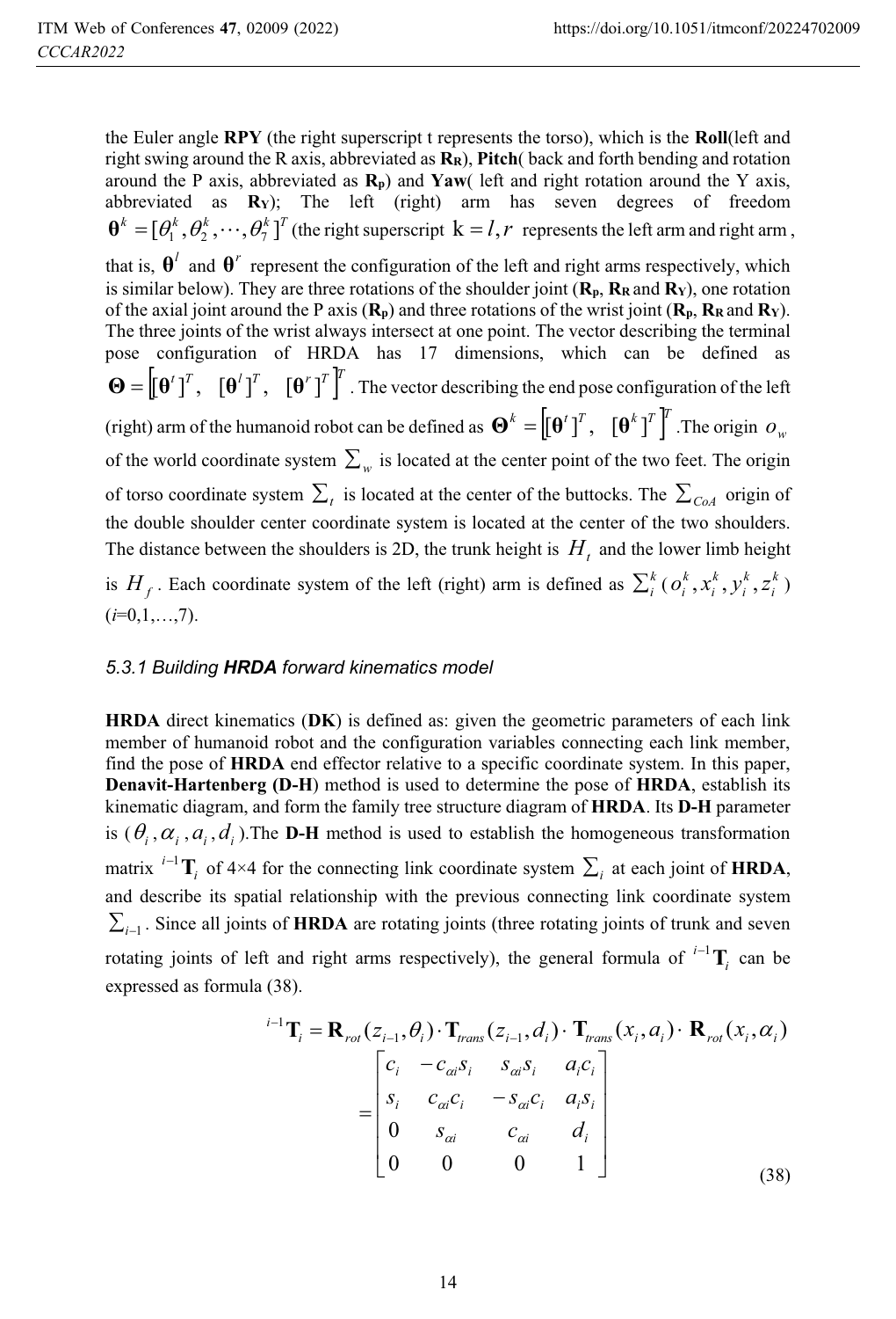the Euler angle **RPY** (the right superscript t represents the torso), which is the **Roll**(left and right swing around the R axis, abbreviated as $\mathbf{R_R}$), **Pitch**( back and forth bending and rotation around the P axis, abbreviated as $\mathbf{R_p}$) and **Yaw**( left and right rotation around the Y axis, abbreviated as $\mathbf{R_Y}$); The left (right) arm has seven degrees of freedom $\boldsymbol{\theta}^k = [\theta_1^k, \theta_2^k, \cdots, \theta_7^k]^T$ (the right superscript $k = l, r$ represents the left arm and right arm , that is, $\boldsymbol{\theta}^l$ and $\boldsymbol{\theta}^r$ represent the configuration of the left and right arms respectively, which is similar below). They are three rotations of the shoulder joint ($\mathbf{R_P}$, $\mathbf{R_R}$ and $\mathbf{R_Y}$), one rotation of the axial joint around the P axis ($\mathbf{R_P}$) and three rotations of the wrist joint ($\mathbf{R_P}$, $\mathbf{R_R}$ and $\mathbf{R_Y}$). The three joints of the wrist always intersect at one point. The vector describing the terminal pose configuration of HRDA has 17 dimensions, which can be defined as $\boldsymbol{\Theta} = \left[ [\boldsymbol{\theta}^t]^T, \ [\boldsymbol{\theta}^l]^T, \ [\boldsymbol{\theta}^r]^T \right]^T$. The vector describing the end pose configuration of the left (right) arm of the humanoid robot can be defined as $\boldsymbol{\Theta}^k = \left[ [\boldsymbol{\theta}^t]^T, \ [\boldsymbol{\theta}^k]^T \right]^T$. The origin $o_w$ of the world coordinate system $\sum_w$ is located at the center point of the two feet. The origin of torso coordinate system $\sum_t$ is located at the center of the buttocks. The $\sum_{CoA}$ origin of the double shoulder center coordinate system is located at the center of the two shoulders. The distance between the shoulders is 2D, the trunk height is $H_t$ and the lower limb height is $H_f$. Each coordinate system of the left (right) arm is defined as $\sum_i^k \ (o_i^k, x_i^k, y_i^k, z_i^k)$ ($i$=0,1,…,7).

### *5.3.1 Building* ***HRDA*** *forward kinematics model*

**HRDA** direct kinematics (**DK**) is defined as: given the geometric parameters of each link member of humanoid robot and the configuration variables connecting each link member, find the pose of **HRDA** end effector relative to a specific coordinate system. In this paper, **Denavit-Hartenberg (D-H)** method is used to determine the pose of **HRDA**, establish its kinematic diagram, and form the family tree structure diagram of **HRDA**. Its **D-H** parameter is ($\theta_i, \alpha_i, a_i, d_i$).The **D-H** method is used to establish the homogeneous transformation matrix ${}^{i-1}\mathbf{T}_i$ of 4×4 for the connecting link coordinate system $\sum_i$ at each joint of **HRDA**, and describe its spatial relationship with the previous connecting link coordinate system $\sum_{i-1}$. Since all joints of **HRDA** are rotating joints (three rotating joints of trunk and seven rotating joints of left and right arms respectively), the general formula of ${}^{i-1}\mathbf{T}_i$ can be expressed as formula (38).

$$
{}^{i-1}\mathbf{T}_i = \mathbf{R}_{rot}(z_{i-1}, \theta_i) \cdot \mathbf{T}_{trans}(z_{i-1}, d_i) \cdot \mathbf{T}_{trans}(x_i, a_i) \cdot \mathbf{R}_{rot}(x_i, \alpha_i)
= \begin{bmatrix} c_i & -c_{\alpha i} s_i & s_{\alpha i} s_i & a_i c_i \\ s_i & c_{\alpha i} c_i & -s_{\alpha i} c_i & a_i s_i \\ 0 & s_{\alpha i} & c_{\alpha i} & d_i \\ 0 & 0 & 0 & 1 \end{bmatrix} \tag{38}
$$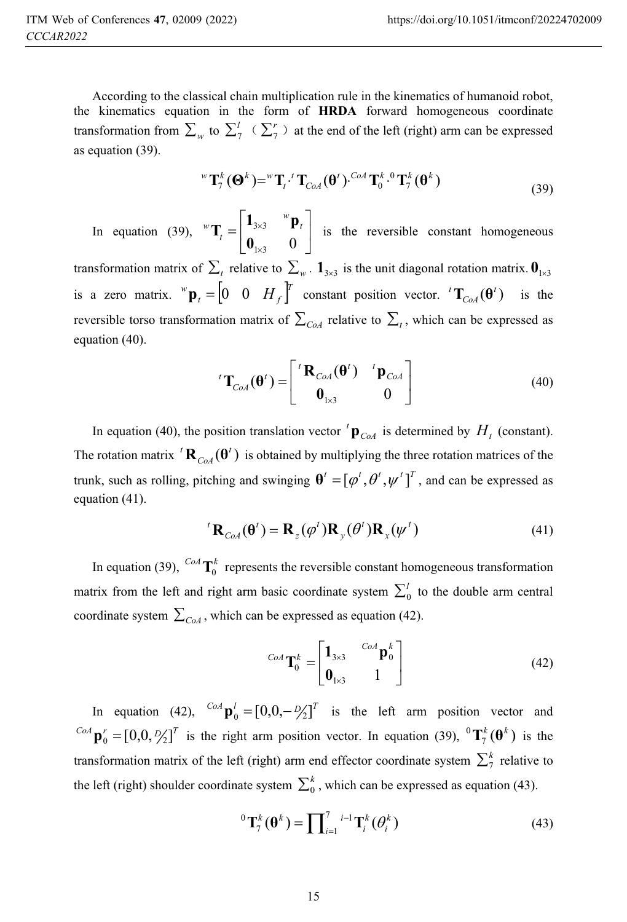According to the classical chain multiplication rule in the kinematics of humanoid robot, the kinematics equation in the form of **HRDA** forward homogeneous coordinate transformation from $\sum_w$ to $\sum_7^l$ （$\sum_7^r$） at the end of the left (right) arm can be expressed as equation (39).

$$ {}^w\mathbf{T}_7^k(\mathbf{\Theta}^k) = {}^w\mathbf{T}_t \cdot {}^t\mathbf{T}_{CoA}(\mathbf{\theta}^t) \cdot {}^{CoA}\mathbf{T}_0^k \cdot {}^0\mathbf{T}_7^k(\mathbf{\theta}^k) \tag{39} $$

In equation (39), ${}^w\mathbf{T}_t = \begin{bmatrix} \mathbf{1}_{3\times3} & {}^w\mathbf{p}_t \\ \mathbf{0}_{1\times3} & 0 \end{bmatrix}$ is the reversible constant homogeneous transformation matrix of $\sum_t$ relative to $\sum_w$. $\mathbf{1}_{3\times3}$ is the unit diagonal rotation matrix. $\mathbf{0}_{1\times3}$ is a zero matrix. ${}^w\mathbf{p}_t = \begin{bmatrix} 0 & 0 & H_f \end{bmatrix}^T$ constant position vector. ${}^t\mathbf{T}_{CoA}(\mathbf{\theta}^t)$ is the reversible torso transformation matrix of $\sum_{CoA}$ relative to $\sum_t$, which can be expressed as equation (40).

$$ {}^t\mathbf{T}_{CoA}(\mathbf{\theta}^t) = \begin{bmatrix} {}^t\mathbf{R}_{CoA}(\mathbf{\theta}^t) & {}^t\mathbf{p}_{CoA} \\ \mathbf{0}_{1\times3} & 0 \end{bmatrix} \tag{40} $$

In equation (40), the position translation vector ${}^t\mathbf{p}_{CoA}$ is determined by $H_t$ (constant). The rotation matrix ${}^t\mathbf{R}_{CoA}(\mathbf{\theta}^t)$ is obtained by multiplying the three rotation matrices of the trunk, such as rolling, pitching and swinging $\mathbf{\theta}^t = [\varphi^t, \theta^t, \psi^t]^T$, and can be expressed as equation (41).

$$ {}^t\mathbf{R}_{CoA}(\mathbf{\theta}^t) = \mathbf{R}_z(\varphi^t)\mathbf{R}_y(\theta^t)\mathbf{R}_x(\psi^t) \tag{41} $$

In equation (39), ${}^{CoA}\mathbf{T}_0^k$ represents the reversible constant homogeneous transformation matrix from the left and right arm basic coordinate system $\sum_0^l$ to the double arm central coordinate system $\sum_{CoA}$, which can be expressed as equation (42).

$$ {}^{CoA}\mathbf{T}_0^k = \begin{bmatrix} \mathbf{1}_{3\times3} & {}^{CoA}\mathbf{p}_0^k \\ \mathbf{0}_{1\times3} & 1 \end{bmatrix} \tag{42} $$

In equation (42), ${}^{CoA}\mathbf{p}_0^l = [0, 0, -D/2]^T$ is the left arm position vector and ${}^{CoA}\mathbf{p}_0^r = [0, 0, D/2]^T$ is the right arm position vector. In equation (39), ${}^0\mathbf{T}_7^k(\mathbf{\theta}^k)$ is the transformation matrix of the left (right) arm end effector coordinate system $\sum_7^k$ relative to the left (right) shoulder coordinate system $\sum_0^k$, which can be expressed as equation (43).

$$ {}^0\mathbf{T}_7^k(\mathbf{\theta}^k) = \prod_{i=1}^{7} {}^{i-1}\mathbf{T}_i^k(\theta_i^k) \tag{43} $$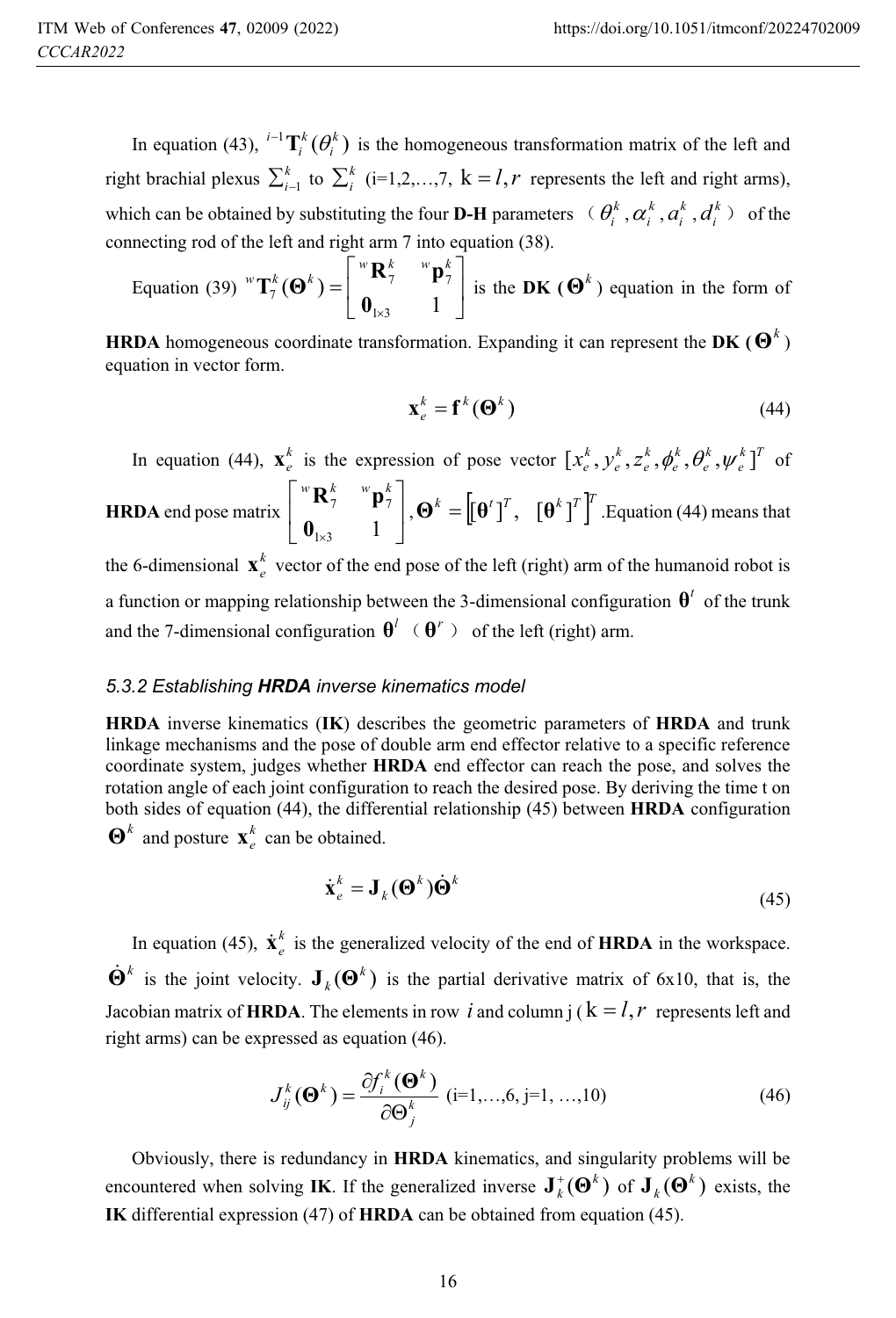In equation (43), ${}^{i-1}\mathbf{T}_i^k(\theta_i^k)$ is the homogeneous transformation matrix of the left and right brachial plexus $\sum_{i-1}^k$ to $\sum_i^k$ (i=1,2,…,7, $\mathrm{k}=l,r$ represents the left and right arms), which can be obtained by substituting the four **D-H** parameters （$\theta_i^k, \alpha_i^k, a_i^k, d_i^k$） of the connecting rod of the left and right arm 7 into equation (38).

Equation (39) ${}^{w}\mathbf{T}_7^k(\mathbf{\Theta}^k) = \begin{bmatrix} {}^{w}\mathbf{R}_7^k & {}^{w}\mathbf{p}_7^k \\ \mathbf{0}_{1\times 3} & 1 \end{bmatrix}$ is the **DK (**$\mathbf{\Theta}^k$) equation in the form of **HRDA** homogeneous coordinate transformation. Expanding it can represent the **DK (**$\mathbf{\Theta}^k$) equation in vector form.

$$\mathbf{x}_e^k = \mathbf{f}^k(\mathbf{\Theta}^k) \tag{44}$$

In equation (44), $\mathbf{x}_e^k$ is the expression of pose vector $[x_e^k, y_e^k, z_e^k, \phi_e^k, \theta_e^k, \psi_e^k]^T$ of **HRDA** end pose matrix $\begin{bmatrix} {}^{w}\mathbf{R}_7^k & {}^{w}\mathbf{p}_7^k \\ \mathbf{0}_{1\times 3} & 1 \end{bmatrix}, \mathbf{\Theta}^k = \left[[\mathbf{\theta}^t]^T, \ [\mathbf{\theta}^k]^T\right]^T$.Equation (44) means that the 6-dimensional $\mathbf{x}_e^k$ vector of the end pose of the left (right) arm of the humanoid robot is a function or mapping relationship between the 3-dimensional configuration $\mathbf{\theta}^t$ of the trunk and the 7-dimensional configuration $\mathbf{\theta}^l$ （$\mathbf{\theta}^r$） of the left (right) arm.

### *5.3.2 Establishing **HRDA** inverse kinematics model*

**HRDA** inverse kinematics (**IK**) describes the geometric parameters of **HRDA** and trunk linkage mechanisms and the pose of double arm end effector relative to a specific reference coordinate system, judges whether **HRDA** end effector can reach the pose, and solves the rotation angle of each joint configuration to reach the desired pose. By deriving the time t on both sides of equation (44), the differential relationship (45) between **HRDA** configuration $\mathbf{\Theta}^k$ and posture $\mathbf{x}_e^k$ can be obtained.

$$\dot{\mathbf{x}}_e^k = \mathbf{J}_k(\mathbf{\Theta}^k)\dot{\mathbf{\Theta}}^k \tag{45}$$

In equation (45), $\dot{\mathbf{x}}_e^k$ is the generalized velocity of the end of **HRDA** in the workspace. $\dot{\mathbf{\Theta}}^k$ is the joint velocity. $\mathbf{J}_k(\mathbf{\Theta}^k)$ is the partial derivative matrix of 6x10, that is, the Jacobian matrix of **HRDA**. The elements in row $i$ and column j ($\mathrm{k}=l,r$ represents left and right arms) can be expressed as equation (46).

$$J_{ij}^k(\mathbf{\Theta}^k) = \frac{\partial f_i^k(\mathbf{\Theta}^k)}{\partial \Theta_j^k} \text{ (i=1,…,6, j=1, …,10)} \tag{46}$$

Obviously, there is redundancy in **HRDA** kinematics, and singularity problems will be encountered when solving **IK**. If the generalized inverse $\mathbf{J}_k^+(\mathbf{\Theta}^k)$ of $\mathbf{J}_k(\mathbf{\Theta}^k)$ exists, the **IK** differential expression (47) of **HRDA** can be obtained from equation (45).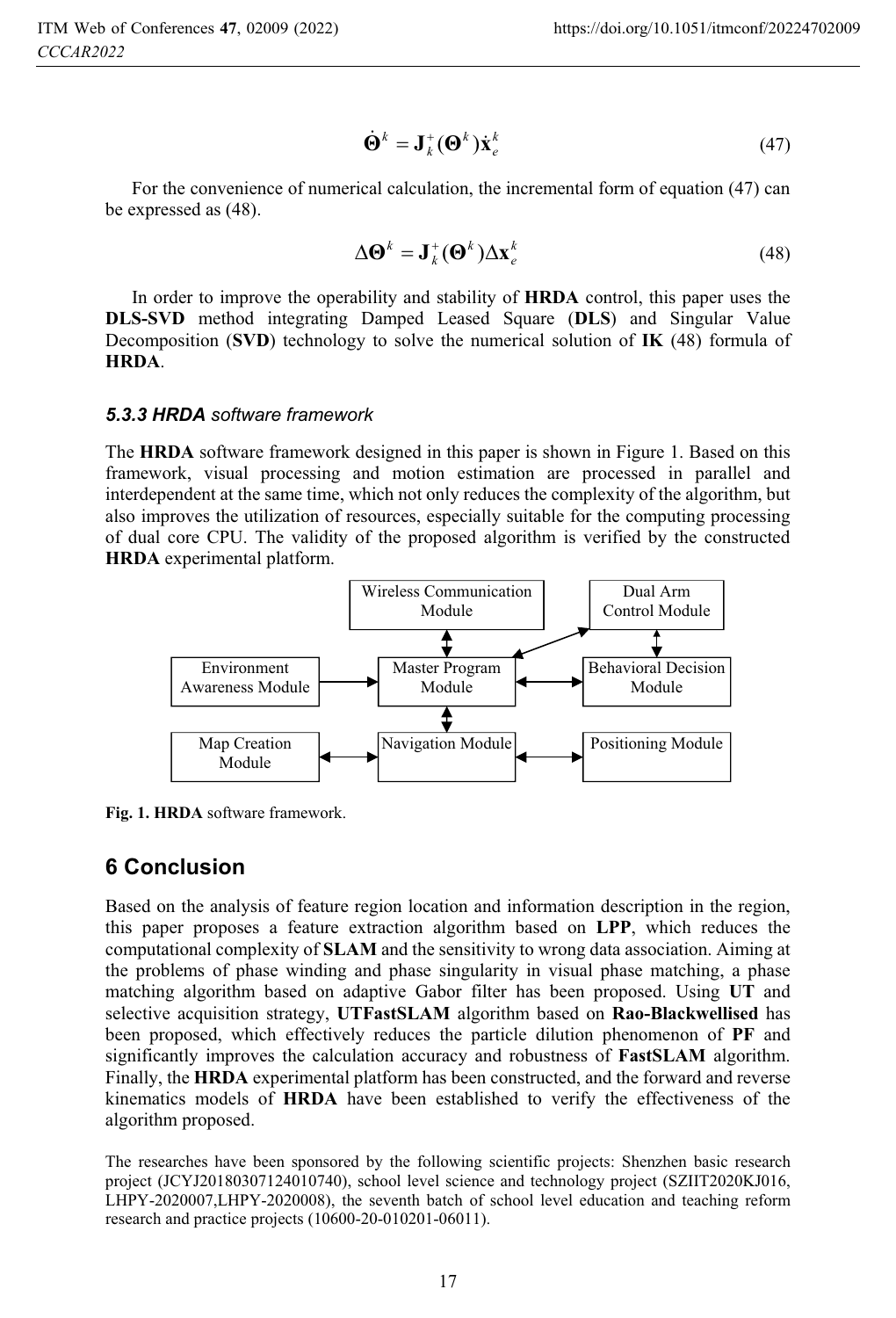$$\dot{\mathbf{\Theta}}^k = \mathbf{J}_k^+(\mathbf{\Theta}^k)\dot{\mathbf{x}}_e^k \tag{47}$$

For the convenience of numerical calculation, the incremental form of equation (47) can be expressed as (48).

$$\Delta\mathbf{\Theta}^k = \mathbf{J}_k^+(\mathbf{\Theta}^k)\Delta\mathbf{x}_e^k \tag{48}$$

In order to improve the operability and stability of **HRDA** control, this paper uses the **DLS-SVD** method integrating Damped Leased Square (**DLS**) and Singular Value Decomposition (**SVD**) technology to solve the numerical solution of **IK** (48) formula of **HRDA**.

#### *5.3.3 HRDA software framework*

The **HRDA** software framework designed in this paper is shown in Figure 1. Based on this framework, visual processing and motion estimation are processed in parallel and interdependent at the same time, which not only reduces the complexity of the algorithm, but also improves the utilization of resources, especially suitable for the computing processing of dual core CPU. The validity of the proposed algorithm is verified by the constructed **HRDA** experimental platform.

Wireless Communication Module | Dual Arm Control Module | Environment Awareness Module | Master Program Module | Behavioral Decision Module | Map Creation Module | Navigation Module | Positioning Module

**Fig. 1. HRDA** software framework.

## 6 Conclusion

Based on the analysis of feature region location and information description in the region, this paper proposes a feature extraction algorithm based on **LPP**, which reduces the computational complexity of **SLAM** and the sensitivity to wrong data association. Aiming at the problems of phase winding and phase singularity in visual phase matching, a phase matching algorithm based on adaptive Gabor filter has been proposed. Using **UT** and selective acquisition strategy, **UTFastSLAM** algorithm based on **Rao-Blackwellised** has been proposed, which effectively reduces the particle dilution phenomenon of **PF** and significantly improves the calculation accuracy and robustness of **FastSLAM** algorithm. Finally, the **HRDA** experimental platform has been constructed, and the forward and reverse kinematics models of **HRDA** have been established to verify the effectiveness of the algorithm proposed.

The researches have been sponsored by the following scientific projects: Shenzhen basic research project (JCYJ20180307124010740), school level science and technology project (SZIIT2020KJ016, LHPY-2020007,LHPY-2020008), the seventh batch of school level education and teaching reform research and practice projects (10600-20-010201-06011).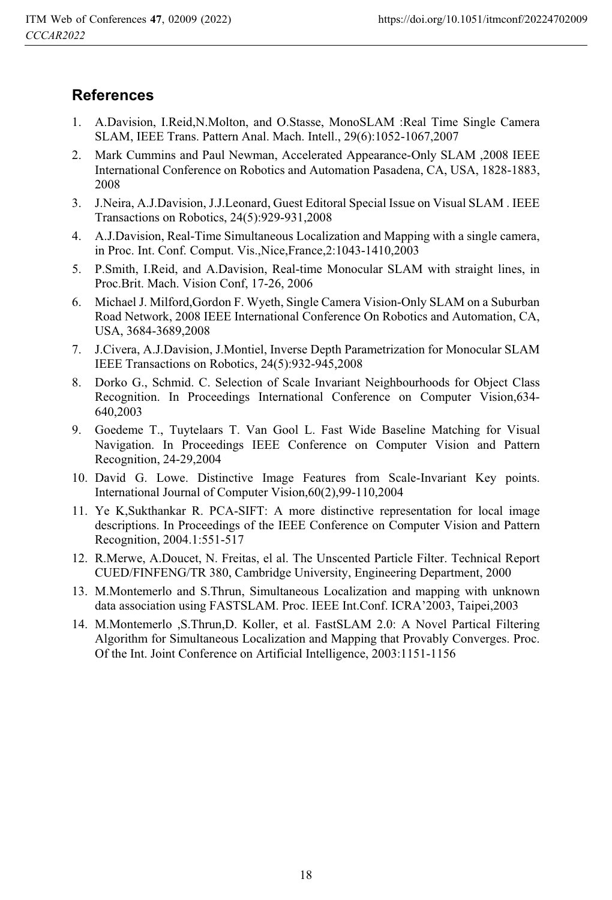## References

1. A.Davision, I.Reid,N.Molton, and O.Stasse, MonoSLAM :Real Time Single Camera SLAM, IEEE Trans. Pattern Anal. Mach. Intell., 29(6):1052-1067,2007
2. Mark Cummins and Paul Newman, Accelerated Appearance-Only SLAM ,2008 IEEE International Conference on Robotics and Automation Pasadena, CA, USA, 1828-1883, 2008
3. J.Neira, A.J.Davision, J.J.Leonard, Guest Editoral Special Issue on Visual SLAM . IEEE Transactions on Robotics, 24(5):929-931,2008
4. A.J.Davision, Real-Time Simultaneous Localization and Mapping with a single camera, in Proc. Int. Conf. Comput. Vis.,Nice,France,2:1043-1410,2003
5. P.Smith, I.Reid, and A.Davision, Real-time Monocular SLAM with straight lines, in Proc.Brit. Mach. Vision Conf, 17-26, 2006
6. Michael J. Milford,Gordon F. Wyeth, Single Camera Vision-Only SLAM on a Suburban Road Network, 2008 IEEE International Conference On Robotics and Automation, CA, USA, 3684-3689,2008
7. J.Civera, A.J.Davision, J.Montiel, Inverse Depth Parametrization for Monocular SLAM IEEE Transactions on Robotics, 24(5):932-945,2008
8. Dorko G., Schmid. C. Selection of Scale Invariant Neighbourhoods for Object Class Recognition. In Proceedings International Conference on Computer Vision,634-640,2003
9. Goedeme T., Tuytelaars T. Van Gool L. Fast Wide Baseline Matching for Visual Navigation. In Proceedings IEEE Conference on Computer Vision and Pattern Recognition, 24-29,2004
10. David G. Lowe. Distinctive Image Features from Scale-Invariant Key points. International Journal of Computer Vision,60(2),99-110,2004
11. Ye K,Sukthankar R. PCA-SIFT: A more distinctive representation for local image descriptions. In Proceedings of the IEEE Conference on Computer Vision and Pattern Recognition, 2004.1:551-517
12. R.Merwe, A.Doucet, N. Freitas, el al. The Unscented Particle Filter. Technical Report CUED/FINFENG/TR 380, Cambridge University, Engineering Department, 2000
13. M.Montemerlo and S.Thrun, Simultaneous Localization and mapping with unknown data association using FASTSLAM. Proc. IEEE Int.Conf. ICRA'2003, Taipei,2003
14. M.Montemerlo ,S.Thrun,D. Koller, et al. FastSLAM 2.0: A Novel Partical Filtering Algorithm for Simultaneous Localization and Mapping that Provably Converges. Proc. Of the Int. Joint Conference on Artificial Intelligence, 2003:1151-1156